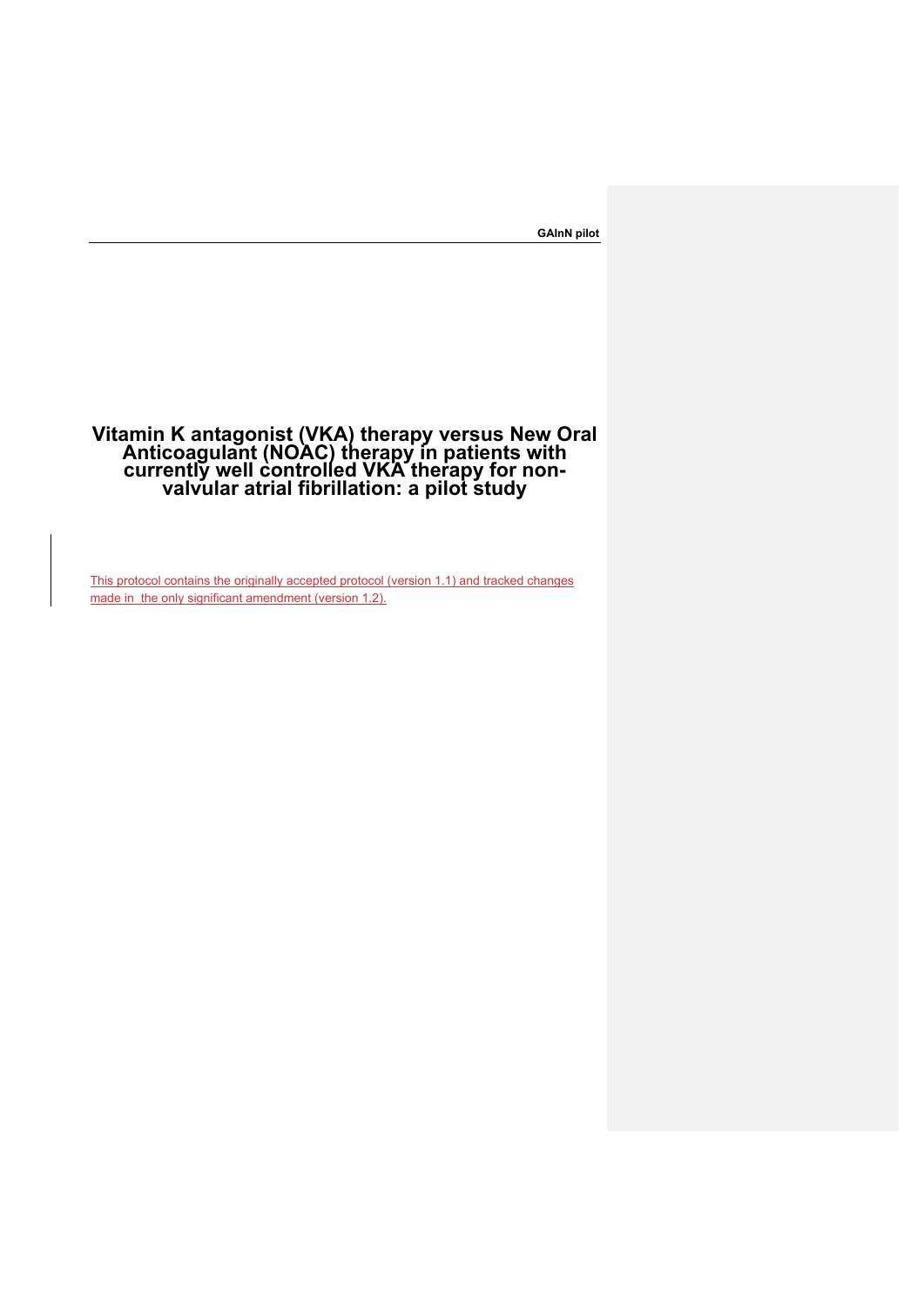# Vitamin K antagonist (VKA) therapy versus New Oral Anticoagulant (NOAC) therapy in patients with currently well controlled VKA therapy for non-valvular atrial fibrillation: a pilot study

This protocol contains the originally accepted protocol (version 1.1) and tracked changes made in the only significant amendment (version 1.2).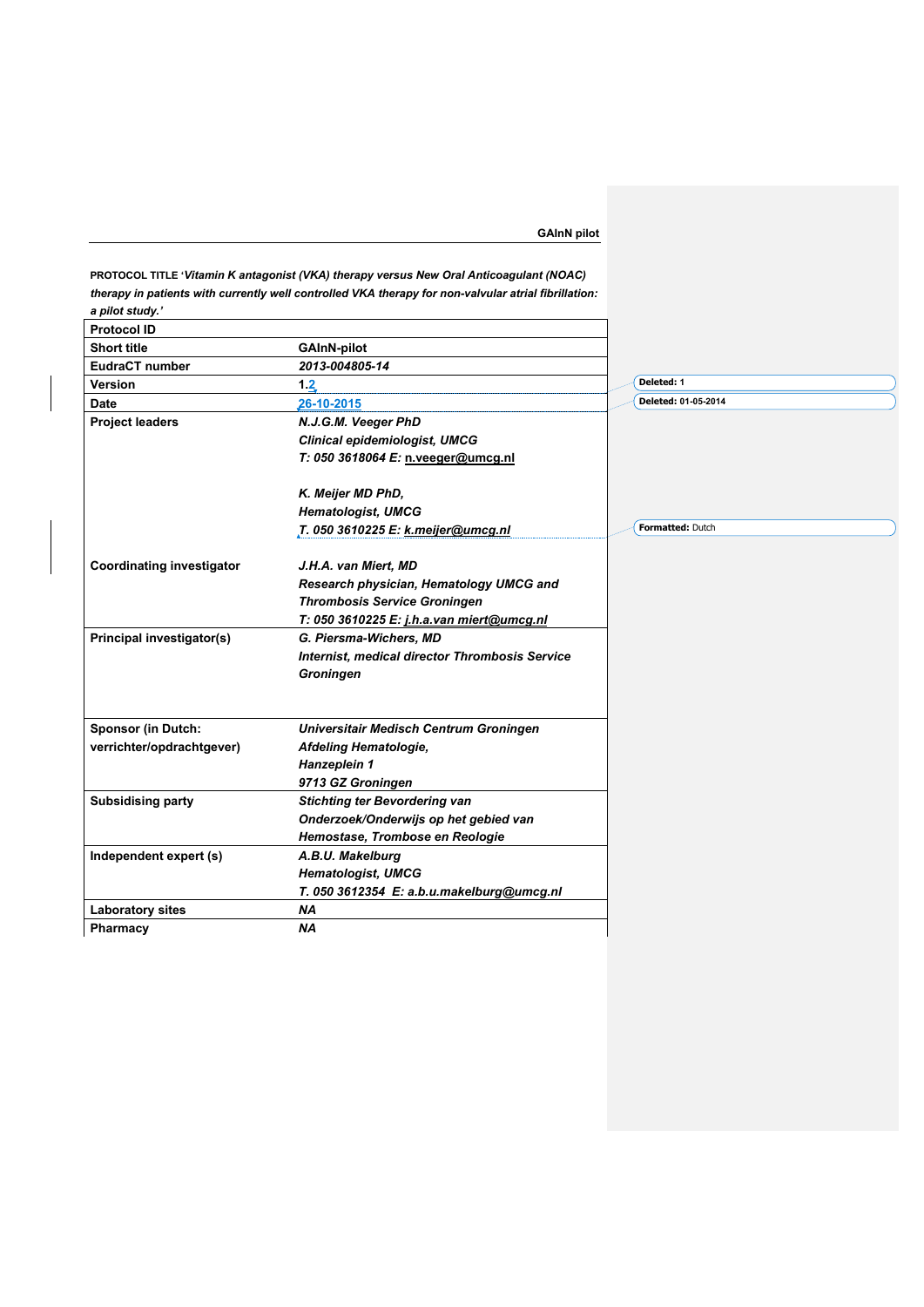**PROTOCOL TITLE** '*Vitamin K antagonist (VKA) therapy versus New Oral Anticoagulant (NOAC) therapy in patients with currently well controlled VKA therapy for non-valvular atrial fibrillation: a pilot study.'*

| Protocol ID | |
|---|---|
| Short title | GAInN-pilot |
| EudraCT number | *2013-004805-14* |
| Version | 1.2 |
| Date | 26-10-2015 |
| Project leaders | *N.J.G.M. Veeger PhD*<br>*Clinical epidemiologist, UMCG*<br>*T: 050 3618064 E: n.veeger@umcg.nl*<br><br>*K. Meijer MD PhD,*<br>*Hematologist, UMCG*<br>*T. 050 3610225 E: k.meijer@umcg.nl*<br><br>*J.H.A. van Miert, MD*<br>*Research physician, Hematology UMCG and Thrombosis Service Groningen*<br>*T: 050 3610225 E: j.h.a.van miert@umcg.nl* |
| Coordinating investigator | |
| Principal investigator(s) | *G. Piersma-Wichers, MD*<br>*Internist, medical director Thrombosis Service Groningen* |
| Sponsor (in Dutch: verrichter/opdrachtgever) | *Universitair Medisch Centrum Groningen*<br>*Afdeling Hematologie,*<br>*Hanzeplein 1*<br>*9713 GZ Groningen* |
| Subsidising party | *Stichting ter Bevordering van Onderzoek/Onderwijs op het gebied van Hemostase, Trombose en Reologie* |
| Independent expert (s) | *A.B.U. Makelburg*<br>*Hematologist, UMCG*<br>*T. 050 3612354 E: a.b.u.makelburg@umcg.nl* |
| Laboratory sites | *NA* |
| Pharmacy | *NA* |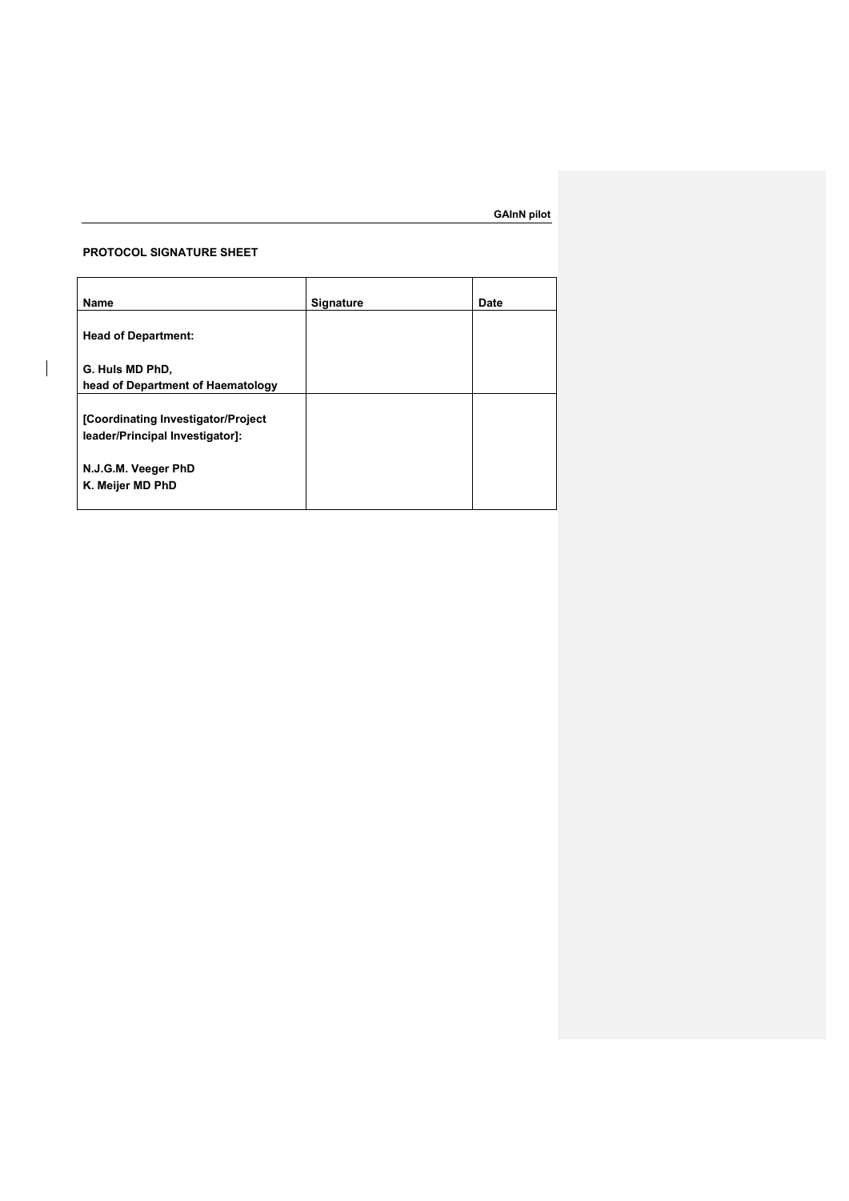**PROTOCOL SIGNATURE SHEET**

| Name | Signature | Date |
|---|---|---|
| **Head of Department:**<br><br>**G. Huls MD PhD,**<br>**head of Department of Haematology** | | |
| **[Coordinating Investigator/Project leader/Principal Investigator]:**<br><br>**N.J.G.M. Veeger PhD**<br>**K. Meijer MD PhD** | | |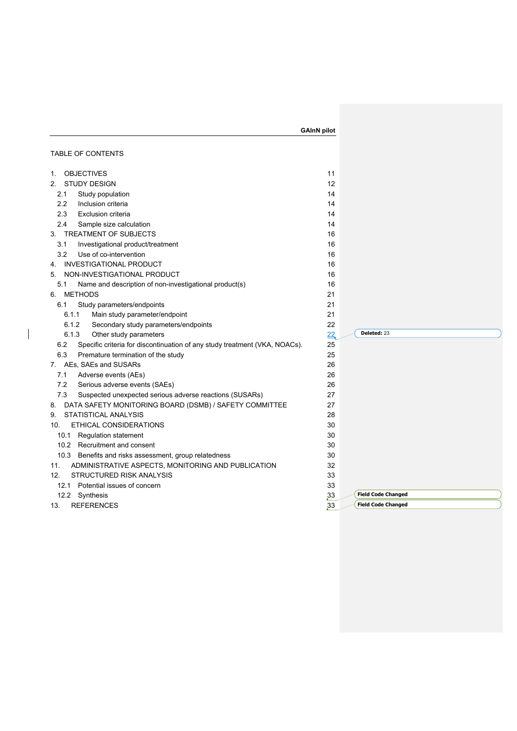TABLE OF CONTENTS

| | | |
|---|---|---|
| 1. | OBJECTIVES | 11 |
| 2. | STUDY DESIGN | 12 |
| 2.1 | Study population | 14 |
| 2.2 | Inclusion criteria | 14 |
| 2.3 | Exclusion criteria | 14 |
| 2.4 | Sample size calculation | 14 |
| 3. | TREATMENT OF SUBJECTS | 16 |
| 3.1 | Investigational product/treatment | 16 |
| 3.2 | Use of co-intervention | 16 |
| 4. | INVESTIGATIONAL PRODUCT | 16 |
| 5. | NON-INVESTIGATIONAL PRODUCT | 16 |
| 5.1 | Name and description of non-investigational product(s) | 16 |
| 6. | METHODS | 21 |
| 6.1 | Study parameters/endpoints | 21 |
| 6.1.1 | Main study parameter/endpoint | 21 |
| 6.1.2 | Secondary study parameters/endpoints | 22 |
| 6.1.3 | Other study parameters | 22 |
| 6.2 | Specific criteria for discontinuation of any study treatment (VKA, NOACs). | 25 |
| 6.3 | Premature termination of the study | 25 |
| 7. | AEs, SAEs and SUSARs | 26 |
| 7.1 | Adverse events (AEs) | 26 |
| 7.2 | Serious adverse events (SAEs) | 26 |
| 7.3 | Suspected unexpected serious adverse reactions (SUSARs) | 27 |
| 8. | DATA SAFETY MONITORING BOARD (DSMB) / SAFETY COMMITTEE | 27 |
| 9. | STATISTICAL ANALYSIS | 28 |
| 10. | ETHICAL CONSIDERATIONS | 30 |
| 10.1 | Regulation statement | 30 |
| 10.2 | Recruitment and consent | 30 |
| 10.3 | Benefits and risks assessment, group relatedness | 30 |
| 11. | ADMINISTRATIVE ASPECTS, MONITORING AND PUBLICATION | 32 |
| 12. | STRUCTURED RISK ANALYSIS | 33 |
| 12.1 | Potential issues of concern | 33 |
| 12.2 | Synthesis | 33 |
| 13. | REFERENCES | 33 |

Deleted: 23

Field Code Changed

Field Code Changed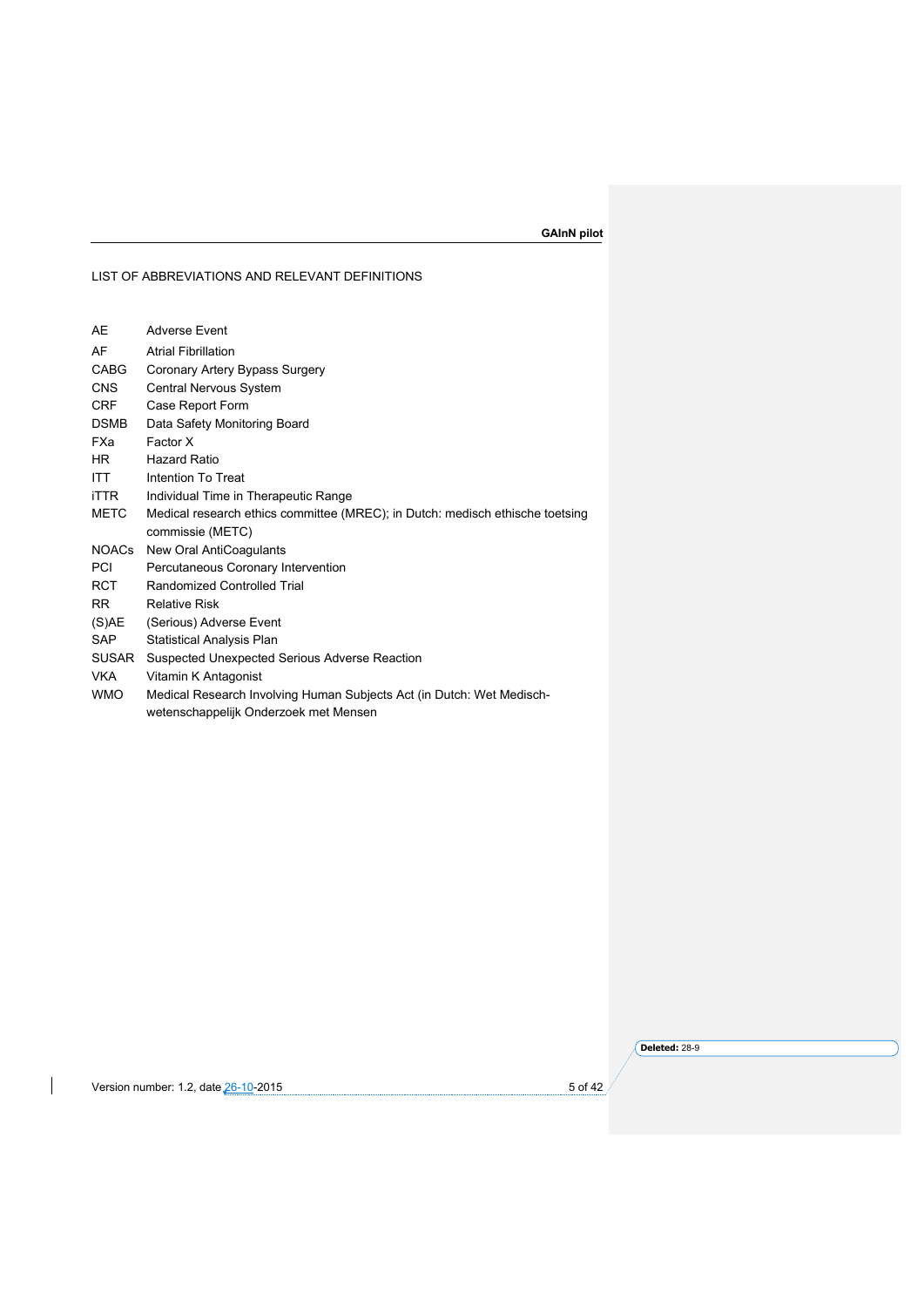## LIST OF ABBREVIATIONS AND RELEVANT DEFINITIONS

| | |
|---|---|
| AE | Adverse Event |
| AF | Atrial Fibrillation |
| CABG | Coronary Artery Bypass Surgery |
| CNS | Central Nervous System |
| CRF | Case Report Form |
| DSMB | Data Safety Monitoring Board |
| FXa | Factor X |
| HR | Hazard Ratio |
| ITT | Intention To Treat |
| iTTR | Individual Time in Therapeutic Range |
| METC | Medical research ethics committee (MREC); in Dutch: medisch ethische toetsing commissie (METC) |
| NOACs | New Oral AntiCoagulants |
| PCI | Percutaneous Coronary Intervention |
| RCT | Randomized Controlled Trial |
| RR | Relative Risk |
| (S)AE | (Serious) Adverse Event |
| SAP | Statistical Analysis Plan |
| SUSAR | Suspected Unexpected Serious Adverse Reaction |
| VKA | Vitamin K Antagonist |
| WMO | Medical Research Involving Human Subjects Act (in Dutch: Wet Medisch-wetenschappelijk Onderzoek met Mensen |

Deleted: 28-9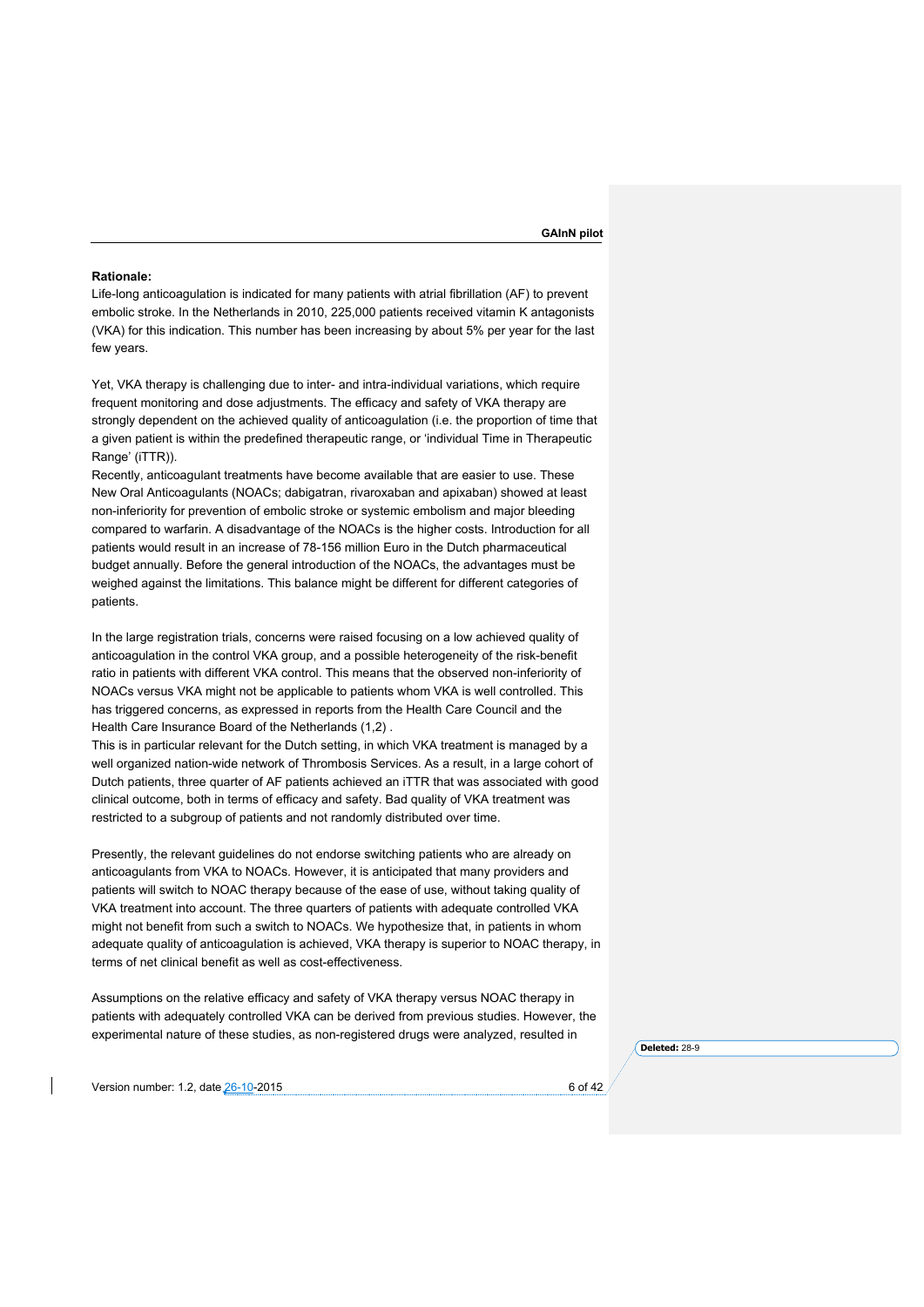**Rationale:**

Life-long anticoagulation is indicated for many patients with atrial fibrillation (AF) to prevent embolic stroke. In the Netherlands in 2010, 225,000 patients received vitamin K antagonists (VKA) for this indication. This number has been increasing by about 5% per year for the last few years.

Yet, VKA therapy is challenging due to inter- and intra-individual variations, which require frequent monitoring and dose adjustments. The efficacy and safety of VKA therapy are strongly dependent on the achieved quality of anticoagulation (i.e. the proportion of time that a given patient is within the predefined therapeutic range, or 'individual Time in Therapeutic Range' (iTTR)).

Recently, anticoagulant treatments have become available that are easier to use. These New Oral Anticoagulants (NOACs; dabigatran, rivaroxaban and apixaban) showed at least non-inferiority for prevention of embolic stroke or systemic embolism and major bleeding compared to warfarin. A disadvantage of the NOACs is the higher costs. Introduction for all patients would result in an increase of 78-156 million Euro in the Dutch pharmaceutical budget annually. Before the general introduction of the NOACs, the advantages must be weighed against the limitations. This balance might be different for different categories of patients.

In the large registration trials, concerns were raised focusing on a low achieved quality of anticoagulation in the control VKA group, and a possible heterogeneity of the risk-benefit ratio in patients with different VKA control. This means that the observed non-inferiority of NOACs versus VKA might not be applicable to patients whom VKA is well controlled. This has triggered concerns, as expressed in reports from the Health Care Council and the Health Care Insurance Board of the Netherlands (1,2) .

This is in particular relevant for the Dutch setting, in which VKA treatment is managed by a well organized nation-wide network of Thrombosis Services. As a result, in a large cohort of Dutch patients, three quarter of AF patients achieved an iTTR that was associated with good clinical outcome, both in terms of efficacy and safety. Bad quality of VKA treatment was restricted to a subgroup of patients and not randomly distributed over time.

Presently, the relevant guidelines do not endorse switching patients who are already on anticoagulants from VKA to NOACs. However, it is anticipated that many providers and patients will switch to NOAC therapy because of the ease of use, without taking quality of VKA treatment into account. The three quarters of patients with adequate controlled VKA might not benefit from such a switch to NOACs. We hypothesize that, in patients in whom adequate quality of anticoagulation is achieved, VKA therapy is superior to NOAC therapy, in terms of net clinical benefit as well as cost-effectiveness.

Assumptions on the relative efficacy and safety of VKA therapy versus NOAC therapy in patients with adequately controlled VKA can be derived from previous studies. However, the experimental nature of these studies, as non-registered drugs were analyzed, resulted in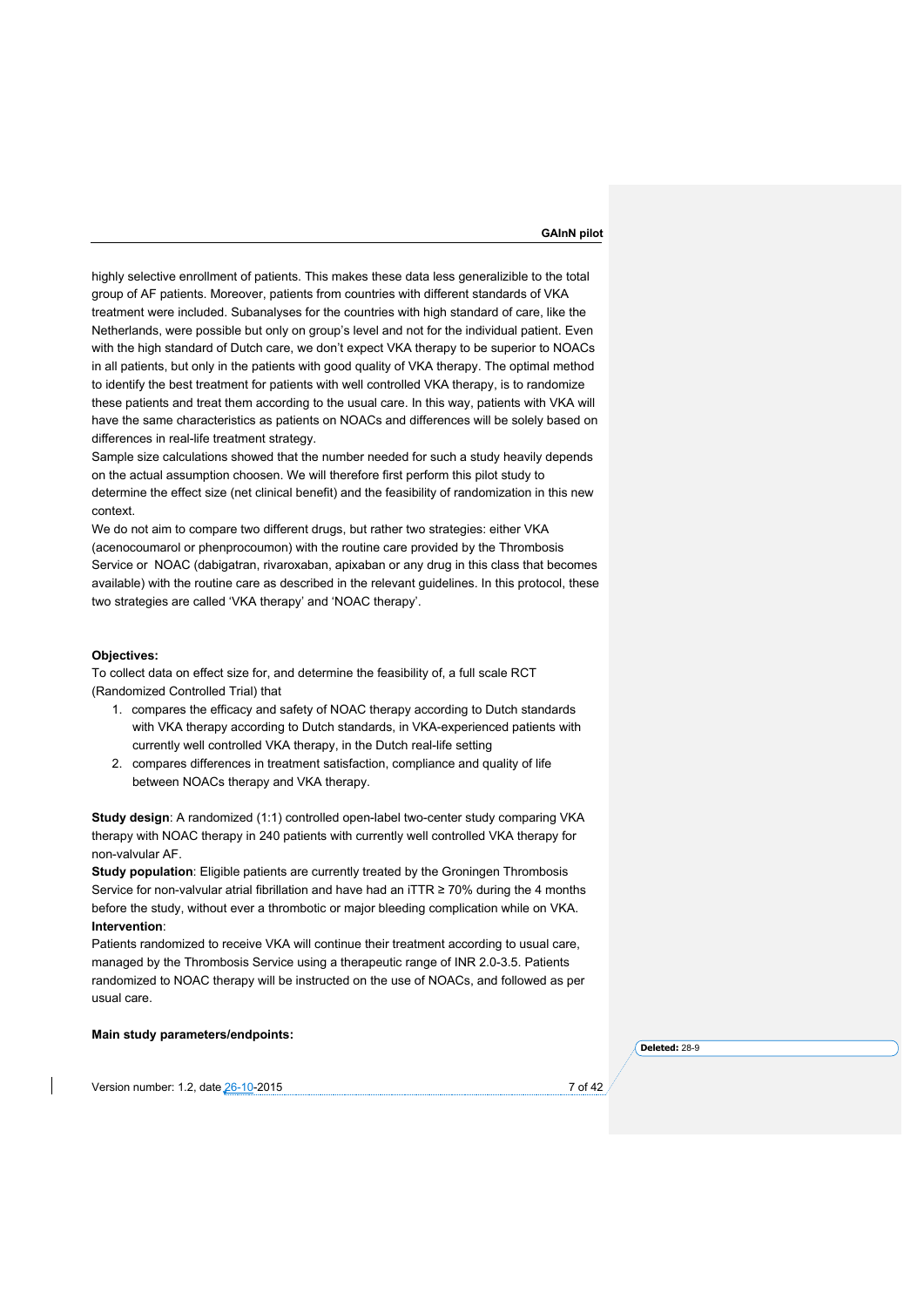highly selective enrollment of patients. This makes these data less generalizible to the total group of AF patients. Moreover, patients from countries with different standards of VKA treatment were included. Subanalyses for the countries with high standard of care, like the Netherlands, were possible but only on group's level and not for the individual patient. Even with the high standard of Dutch care, we don't expect VKA therapy to be superior to NOACs in all patients, but only in the patients with good quality of VKA therapy. The optimal method to identify the best treatment for patients with well controlled VKA therapy, is to randomize these patients and treat them according to the usual care. In this way, patients with VKA will have the same characteristics as patients on NOACs and differences will be solely based on differences in real-life treatment strategy.
Sample size calculations showed that the number needed for such a study heavily depends on the actual assumption choosen. We will therefore first perform this pilot study to determine the effect size (net clinical benefit) and the feasibility of randomization in this new context.
We do not aim to compare two different drugs, but rather two strategies: either VKA (acenocoumarol or phenprocoumon) with the routine care provided by the Thrombosis Service or NOAC (dabigatran, rivaroxaban, apixaban or any drug in this class that becomes available) with the routine care as described in the relevant guidelines. In this protocol, these two strategies are called 'VKA therapy' and 'NOAC therapy'.

**Objectives:**
To collect data on effect size for, and determine the feasibility of, a full scale RCT (Randomized Controlled Trial) that

1. compares the efficacy and safety of NOAC therapy according to Dutch standards with VKA therapy according to Dutch standards, in VKA-experienced patients with currently well controlled VKA therapy, in the Dutch real-life setting
2. compares differences in treatment satisfaction, compliance and quality of life between NOACs therapy and VKA therapy.

**Study design**: A randomized (1:1) controlled open-label two-center study comparing VKA therapy with NOAC therapy in 240 patients with currently well controlled VKA therapy for non-valvular AF.
**Study population**: Eligible patients are currently treated by the Groningen Thrombosis Service for non-valvular atrial fibrillation and have had an iTTR ≥ 70% during the 4 months before the study, without ever a thrombotic or major bleeding complication while on VKA.
**Intervention**:
Patients randomized to receive VKA will continue their treatment according to usual care, managed by the Thrombosis Service using a therapeutic range of INR 2.0-3.5. Patients randomized to NOAC therapy will be instructed on the use of NOACs, and followed as per usual care.

**Main study parameters/endpoints:**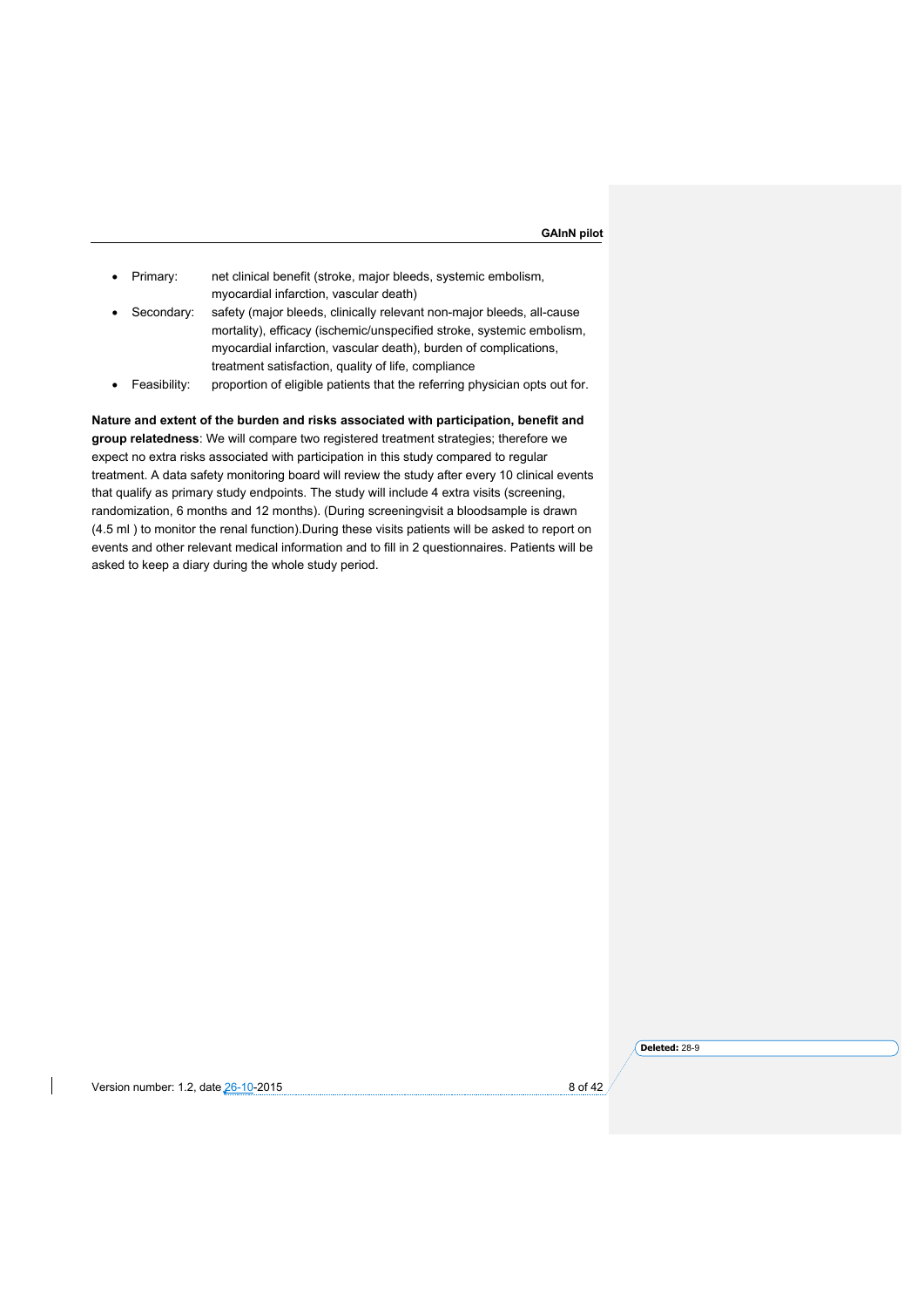- Primary: net clinical benefit (stroke, major bleeds, systemic embolism, myocardial infarction, vascular death)
- Secondary: safety (major bleeds, clinically relevant non-major bleeds, all-cause mortality), efficacy (ischemic/unspecified stroke, systemic embolism, myocardial infarction, vascular death), burden of complications, treatment satisfaction, quality of life, compliance
- Feasibility: proportion of eligible patients that the referring physician opts out for.

**Nature and extent of the burden and risks associated with participation, benefit and group relatedness**: We will compare two registered treatment strategies; therefore we expect no extra risks associated with participation in this study compared to regular treatment. A data safety monitoring board will review the study after every 10 clinical events that qualify as primary study endpoints. The study will include 4 extra visits (screening, randomization, 6 months and 12 months). (During screeningvisit a bloodsample is drawn (4.5 ml ) to monitor the renal function).During these visits patients will be asked to report on events and other relevant medical information and to fill in 2 questionnaires. Patients will be asked to keep a diary during the whole study period.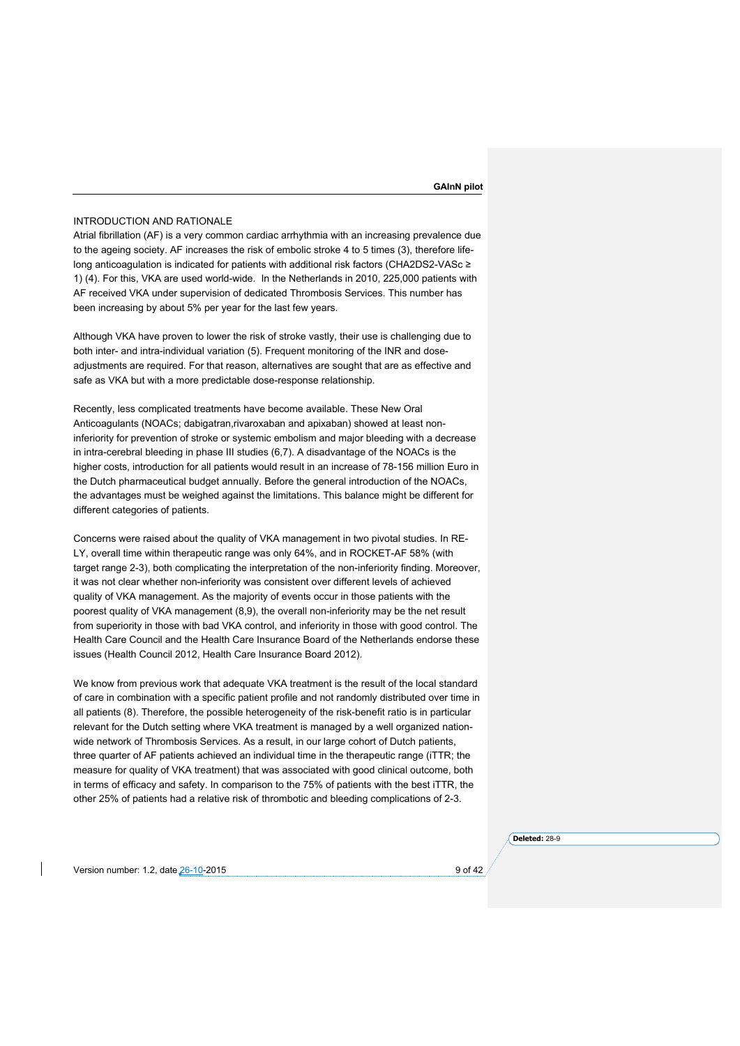## INTRODUCTION AND RATIONALE

Atrial fibrillation (AF) is a very common cardiac arrhythmia with an increasing prevalence due to the ageing society. AF increases the risk of embolic stroke 4 to 5 times (3), therefore life-long anticoagulation is indicated for patients with additional risk factors (CHA2DS2-VASc ≥ 1) (4). For this, VKA are used world-wide. In the Netherlands in 2010, 225,000 patients with AF received VKA under supervision of dedicated Thrombosis Services. This number has been increasing by about 5% per year for the last few years.

Although VKA have proven to lower the risk of stroke vastly, their use is challenging due to both inter- and intra-individual variation (5). Frequent monitoring of the INR and dose-adjustments are required. For that reason, alternatives are sought that are as effective and safe as VKA but with a more predictable dose-response relationship.

Recently, less complicated treatments have become available. These New Oral Anticoagulants (NOACs; dabigatran,rivaroxaban and apixaban) showed at least non-inferiority for prevention of stroke or systemic embolism and major bleeding with a decrease in intra-cerebral bleeding in phase III studies (6,7). A disadvantage of the NOACs is the higher costs, introduction for all patients would result in an increase of 78-156 million Euro in the Dutch pharmaceutical budget annually. Before the general introduction of the NOACs, the advantages must be weighed against the limitations. This balance might be different for different categories of patients.

Concerns were raised about the quality of VKA management in two pivotal studies. In RE-LY, overall time within therapeutic range was only 64%, and in ROCKET-AF 58% (with target range 2-3), both complicating the interpretation of the non-inferiority finding. Moreover, it was not clear whether non-inferiority was consistent over different levels of achieved quality of VKA management. As the majority of events occur in those patients with the poorest quality of VKA management (8,9), the overall non-inferiority may be the net result from superiority in those with bad VKA control, and inferiority in those with good control. The Health Care Council and the Health Care Insurance Board of the Netherlands endorse these issues (Health Council 2012, Health Care Insurance Board 2012).

We know from previous work that adequate VKA treatment is the result of the local standard of care in combination with a specific patient profile and not randomly distributed over time in all patients (8). Therefore, the possible heterogeneity of the risk-benefit ratio is in particular relevant for the Dutch setting where VKA treatment is managed by a well organized nation-wide network of Thrombosis Services. As a result, in our large cohort of Dutch patients, three quarter of AF patients achieved an individual time in the therapeutic range (iTTR; the measure for quality of VKA treatment) that was associated with good clinical outcome, both in terms of efficacy and safety. In comparison to the 75% of patients with the best iTTR, the other 25% of patients had a relative risk of thrombotic and bleeding complications of 2-3.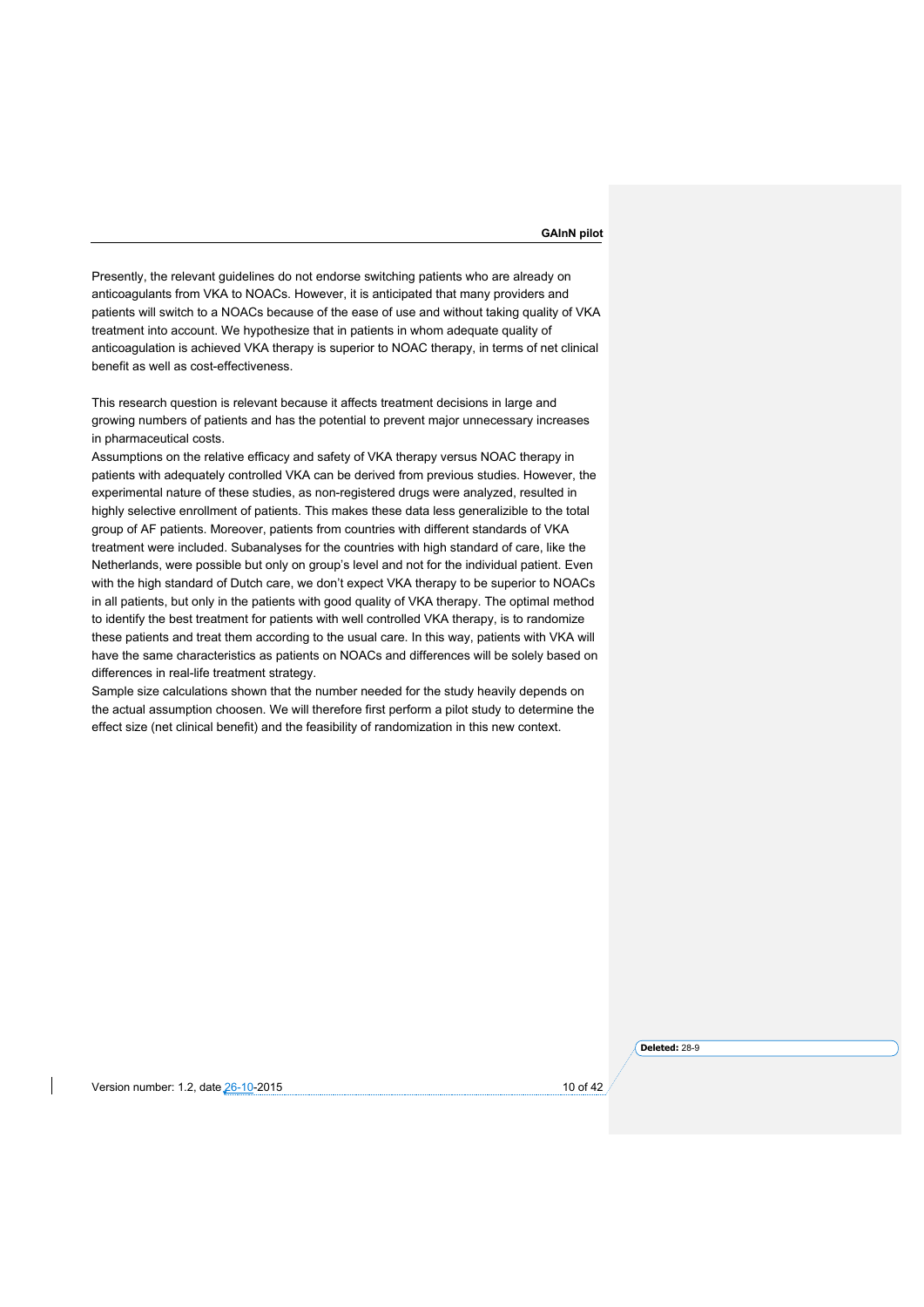Presently, the relevant guidelines do not endorse switching patients who are already on anticoagulants from VKA to NOACs. However, it is anticipated that many providers and patients will switch to a NOACs because of the ease of use and without taking quality of VKA treatment into account. We hypothesize that in patients in whom adequate quality of anticoagulation is achieved VKA therapy is superior to NOAC therapy, in terms of net clinical benefit as well as cost-effectiveness.

This research question is relevant because it affects treatment decisions in large and growing numbers of patients and has the potential to prevent major unnecessary increases in pharmaceutical costs.
Assumptions on the relative efficacy and safety of VKA therapy versus NOAC therapy in patients with adequately controlled VKA can be derived from previous studies. However, the experimental nature of these studies, as non-registered drugs were analyzed, resulted in highly selective enrollment of patients. This makes these data less generalizible to the total group of AF patients. Moreover, patients from countries with different standards of VKA treatment were included. Subanalyses for the countries with high standard of care, like the Netherlands, were possible but only on group's level and not for the individual patient. Even with the high standard of Dutch care, we don't expect VKA therapy to be superior to NOACs in all patients, but only in the patients with good quality of VKA therapy. The optimal method to identify the best treatment for patients with well controlled VKA therapy, is to randomize these patients and treat them according to the usual care. In this way, patients with VKA will have the same characteristics as patients on NOACs and differences will be solely based on differences in real-life treatment strategy.
Sample size calculations shown that the number needed for the study heavily depends on the actual assumption choosen. We will therefore first perform a pilot study to determine the effect size (net clinical benefit) and the feasibility of randomization in this new context.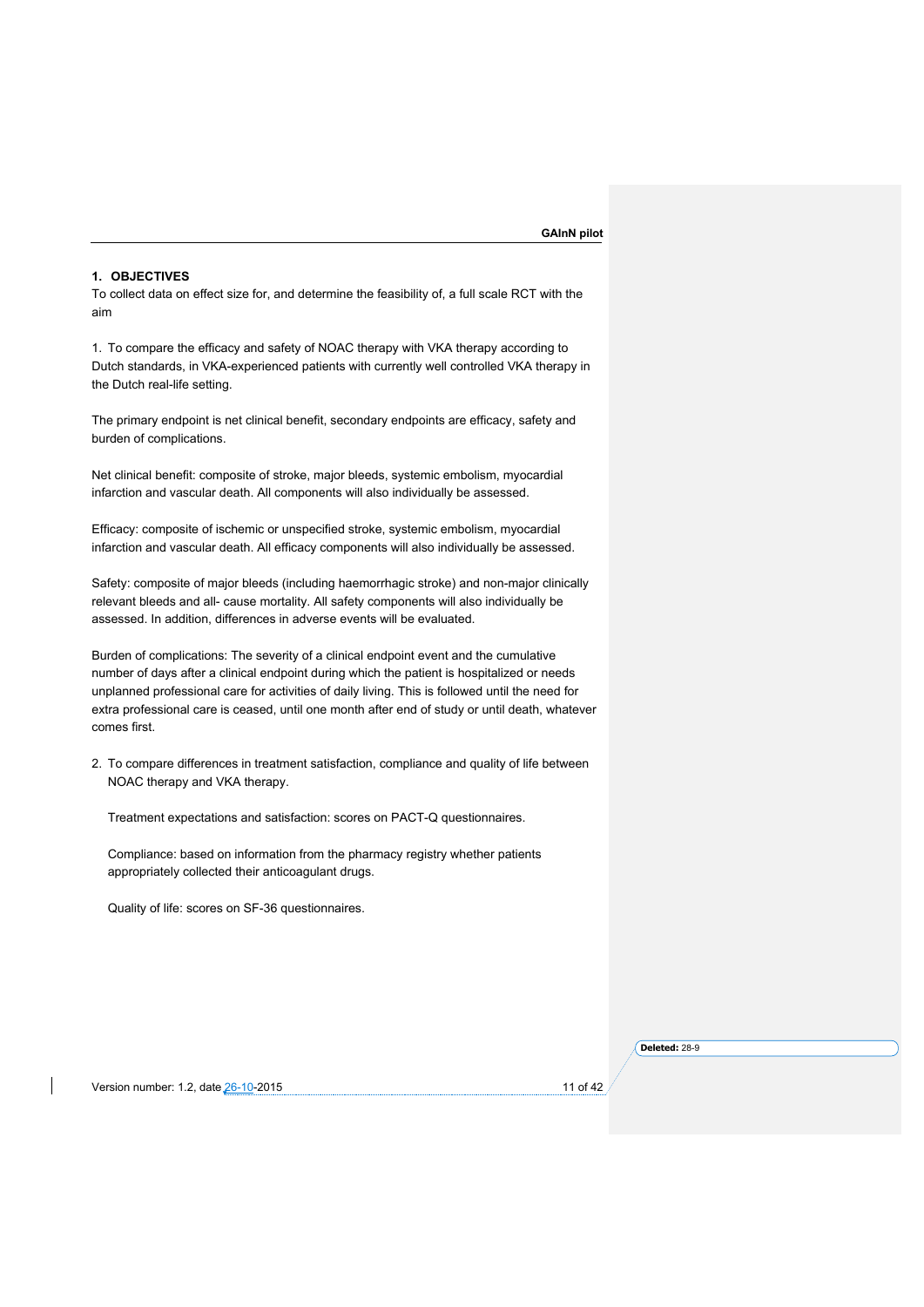## 1. OBJECTIVES

To collect data on effect size for, and determine the feasibility of, a full scale RCT with the aim

1. To compare the efficacy and safety of NOAC therapy with VKA therapy according to Dutch standards, in VKA-experienced patients with currently well controlled VKA therapy in the Dutch real-life setting.

The primary endpoint is net clinical benefit, secondary endpoints are efficacy, safety and burden of complications.

Net clinical benefit: composite of stroke, major bleeds, systemic embolism, myocardial infarction and vascular death. All components will also individually be assessed.

Efficacy: composite of ischemic or unspecified stroke, systemic embolism, myocardial infarction and vascular death. All efficacy components will also individually be assessed.

Safety: composite of major bleeds (including haemorrhagic stroke) and non-major clinically relevant bleeds and all- cause mortality. All safety components will also individually be assessed. In addition, differences in adverse events will be evaluated.

Burden of complications: The severity of a clinical endpoint event and the cumulative number of days after a clinical endpoint during which the patient is hospitalized or needs unplanned professional care for activities of daily living. This is followed until the need for extra professional care is ceased, until one month after end of study or until death, whatever comes first.

2. To compare differences in treatment satisfaction, compliance and quality of life between NOAC therapy and VKA therapy.

   Treatment expectations and satisfaction: scores on PACT-Q questionnaires.

   Compliance: based on information from the pharmacy registry whether patients appropriately collected their anticoagulant drugs.

   Quality of life: scores on SF-36 questionnaires.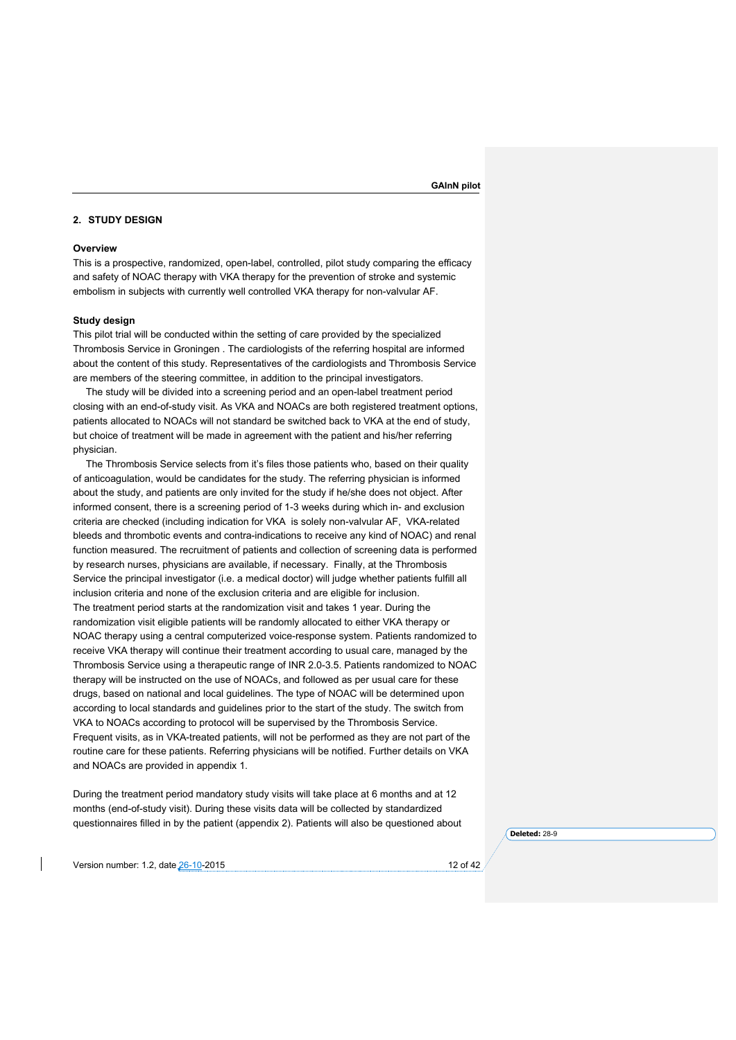## 2. STUDY DESIGN

### Overview

This is a prospective, randomized, open-label, controlled, pilot study comparing the efficacy and safety of NOAC therapy with VKA therapy for the prevention of stroke and systemic embolism in subjects with currently well controlled VKA therapy for non-valvular AF.

### Study design

This pilot trial will be conducted within the setting of care provided by the specialized Thrombosis Service in Groningen . The cardiologists of the referring hospital are informed about the content of this study. Representatives of the cardiologists and Thrombosis Service are members of the steering committee, in addition to the principal investigators.

The study will be divided into a screening period and an open-label treatment period closing with an end-of-study visit. As VKA and NOACs are both registered treatment options, patients allocated to NOACs will not standard be switched back to VKA at the end of study, but choice of treatment will be made in agreement with the patient and his/her referring physician.

The Thrombosis Service selects from it's files those patients who, based on their quality of anticoagulation, would be candidates for the study. The referring physician is informed about the study, and patients are only invited for the study if he/she does not object. After informed consent, there is a screening period of 1-3 weeks during which in- and exclusion criteria are checked (including indication for VKA is solely non-valvular AF, VKA-related bleeds and thrombotic events and contra-indications to receive any kind of NOAC) and renal function measured. The recruitment of patients and collection of screening data is performed by research nurses, physicians are available, if necessary. Finally, at the Thrombosis Service the principal investigator (i.e. a medical doctor) will judge whether patients fulfill all inclusion criteria and none of the exclusion criteria and are eligible for inclusion.

The treatment period starts at the randomization visit and takes 1 year. During the randomization visit eligible patients will be randomly allocated to either VKA therapy or NOAC therapy using a central computerized voice-response system. Patients randomized to receive VKA therapy will continue their treatment according to usual care, managed by the Thrombosis Service using a therapeutic range of INR 2.0-3.5. Patients randomized to NOAC therapy will be instructed on the use of NOACs, and followed as per usual care for these drugs, based on national and local guidelines. The type of NOAC will be determined upon according to local standards and guidelines prior to the start of the study. The switch from VKA to NOACs according to protocol will be supervised by the Thrombosis Service. Frequent visits, as in VKA-treated patients, will not be performed as they are not part of the routine care for these patients. Referring physicians will be notified. Further details on VKA and NOACs are provided in appendix 1.

During the treatment period mandatory study visits will take place at 6 months and at 12 months (end-of-study visit). During these visits data will be collected by standardized questionnaires filled in by the patient (appendix 2). Patients will also be questioned about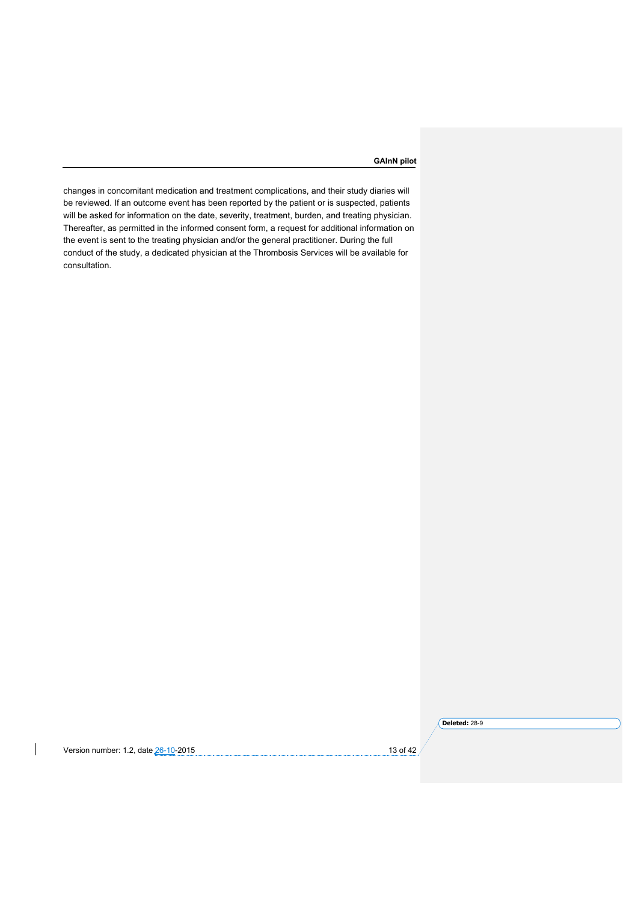changes in concomitant medication and treatment complications, and their study diaries will be reviewed. If an outcome event has been reported by the patient or is suspected, patients will be asked for information on the date, severity, treatment, burden, and treating physician. Thereafter, as permitted in the informed consent form, a request for additional information on the event is sent to the treating physician and/or the general practitioner. During the full conduct of the study, a dedicated physician at the Thrombosis Services will be available for consultation.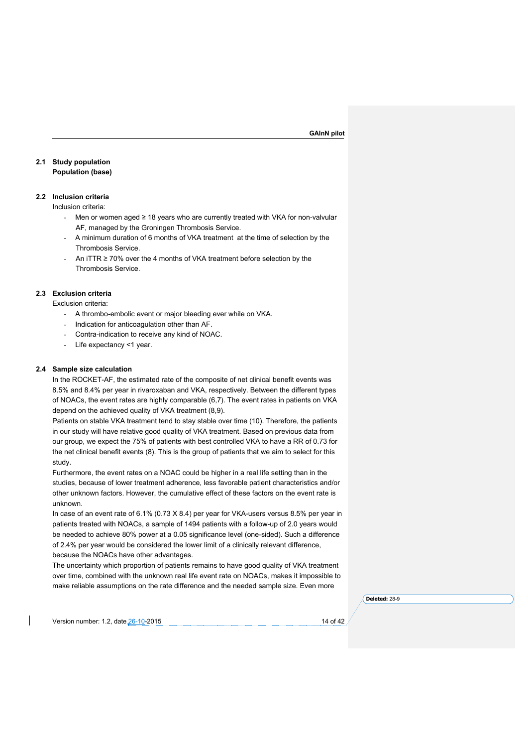## 2.1 Study population

**Population (base)**

## 2.2 Inclusion criteria

Inclusion criteria:

- Men or women aged ≥ 18 years who are currently treated with VKA for non-valvular AF, managed by the Groningen Thrombosis Service.
- A minimum duration of 6 months of VKA treatment at the time of selection by the Thrombosis Service.
- An iTTR ≥ 70% over the 4 months of VKA treatment before selection by the Thrombosis Service.

## 2.3 Exclusion criteria

Exclusion criteria:

- A thrombo-embolic event or major bleeding ever while on VKA.
- Indication for anticoagulation other than AF.
- Contra-indication to receive any kind of NOAC.
- Life expectancy <1 year.

## 2.4 Sample size calculation

In the ROCKET-AF, the estimated rate of the composite of net clinical benefit events was 8.5% and 8.4% per year in rivaroxaban and VKA, respectively. Between the different types of NOACs, the event rates are highly comparable (6,7). The event rates in patients on VKA depend on the achieved quality of VKA treatment (8,9).

Patients on stable VKA treatment tend to stay stable over time (10). Therefore, the patients in our study will have relative good quality of VKA treatment. Based on previous data from our group, we expect the 75% of patients with best controlled VKA to have a RR of 0.73 for the net clinical benefit events (8). This is the group of patients that we aim to select for this study.

Furthermore, the event rates on a NOAC could be higher in a real life setting than in the studies, because of lower treatment adherence, less favorable patient characteristics and/or other unknown factors. However, the cumulative effect of these factors on the event rate is unknown.

In case of an event rate of 6.1% (0.73 X 8.4) per year for VKA-users versus 8.5% per year in patients treated with NOACs, a sample of 1494 patients with a follow-up of 2.0 years would be needed to achieve 80% power at a 0.05 significance level (one-sided). Such a difference of 2.4% per year would be considered the lower limit of a clinically relevant difference, because the NOACs have other advantages.

The uncertainty which proportion of patients remains to have good quality of VKA treatment over time, combined with the unknown real life event rate on NOACs, makes it impossible to make reliable assumptions on the rate difference and the needed sample size. Even more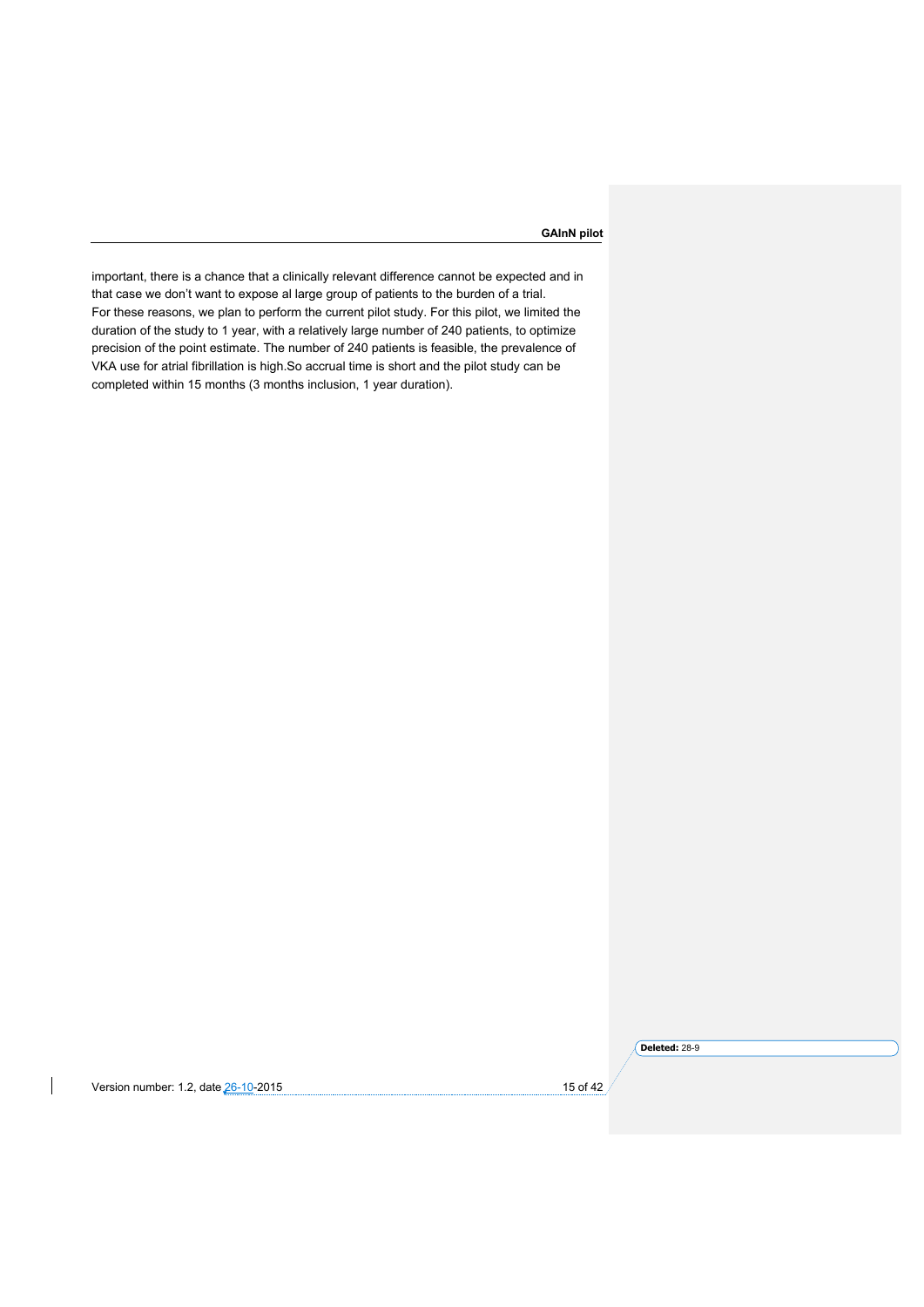important, there is a chance that a clinically relevant difference cannot be expected and in that case we don't want to expose al large group of patients to the burden of a trial.
For these reasons, we plan to perform the current pilot study. For this pilot, we limited the duration of the study to 1 year, with a relatively large number of 240 patients, to optimize precision of the point estimate. The number of 240 patients is feasible, the prevalence of VKA use for atrial fibrillation is high.So accrual time is short and the pilot study can be completed within 15 months (3 months inclusion, 1 year duration).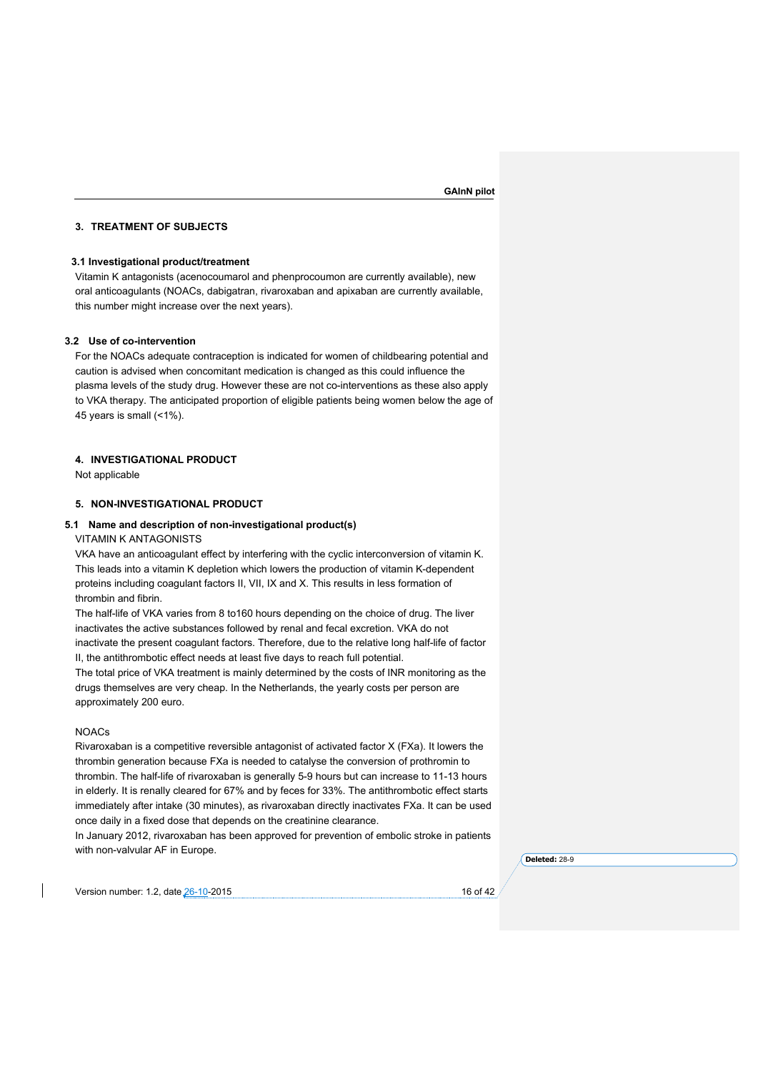## 3. TREATMENT OF SUBJECTS

### 3.1 Investigational product/treatment

Vitamin K antagonists (acenocoumarol and phenprocoumon are currently available), new oral anticoagulants (NOACs, dabigatran, rivaroxaban and apixaban are currently available, this number might increase over the next years).

### 3.2 Use of co-intervention

For the NOACs adequate contraception is indicated for women of childbearing potential and caution is advised when concomitant medication is changed as this could influence the plasma levels of the study drug. However these are not co-interventions as these also apply to VKA therapy. The anticipated proportion of eligible patients being women below the age of 45 years is small (<1%).

## 4. INVESTIGATIONAL PRODUCT

Not applicable

## 5. NON-INVESTIGATIONAL PRODUCT

### 5.1 Name and description of non-investigational product(s)

VITAMIN K ANTAGONISTS

VKA have an anticoagulant effect by interfering with the cyclic interconversion of vitamin K. This leads into a vitamin K depletion which lowers the production of vitamin K-dependent proteins including coagulant factors II, VII, IX and X. This results in less formation of thrombin and fibrin.

The half-life of VKA varies from 8 to160 hours depending on the choice of drug. The liver inactivates the active substances followed by renal and fecal excretion. VKA do not inactivate the present coagulant factors. Therefore, due to the relative long half-life of factor II, the antithrombotic effect needs at least five days to reach full potential.

The total price of VKA treatment is mainly determined by the costs of INR monitoring as the drugs themselves are very cheap. In the Netherlands, the yearly costs per person are approximately 200 euro.

NOACs

Rivaroxaban is a competitive reversible antagonist of activated factor X (FXa). It lowers the thrombin generation because FXa is needed to catalyse the conversion of prothromin to thrombin. The half-life of rivaroxaban is generally 5-9 hours but can increase to 11-13 hours in elderly. It is renally cleared for 67% and by feces for 33%. The antithrombotic effect starts immediately after intake (30 minutes), as rivaroxaban directly inactivates FXa. It can be used once daily in a fixed dose that depends on the creatinine clearance.

In January 2012, rivaroxaban has been approved for prevention of embolic stroke in patients with non-valvular AF in Europe.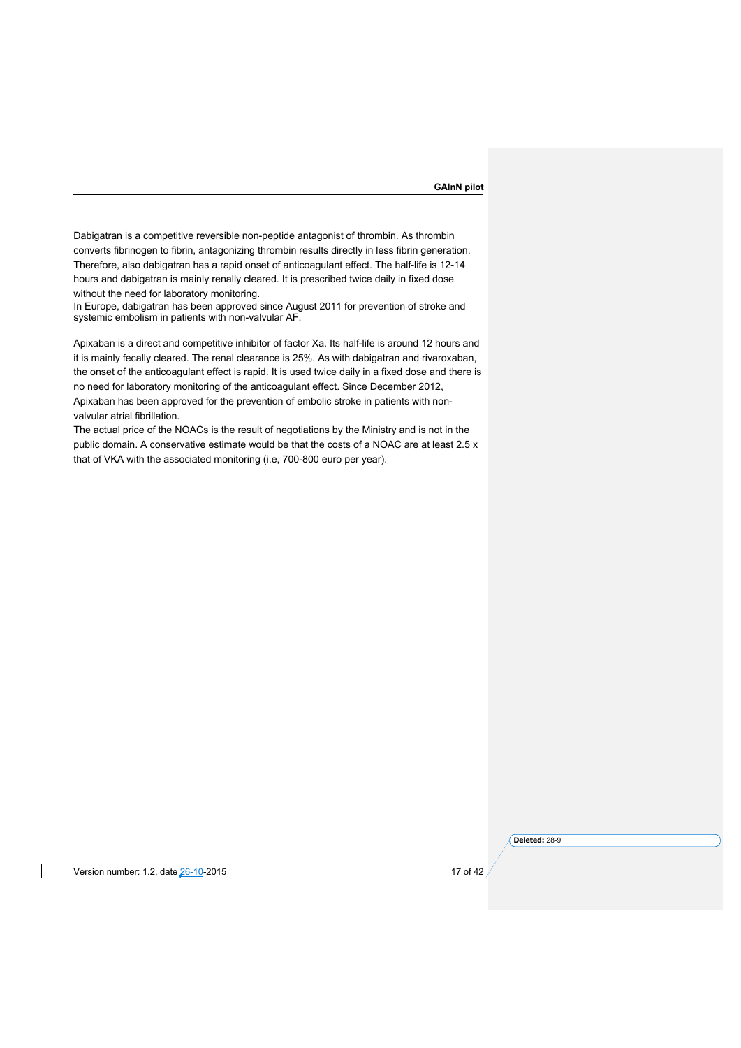Dabigatran is a competitive reversible non-peptide antagonist of thrombin. As thrombin converts fibrinogen to fibrin, antagonizing thrombin results directly in less fibrin generation. Therefore, also dabigatran has a rapid onset of anticoagulant effect. The half-life is 12-14 hours and dabigatran is mainly renally cleared. It is prescribed twice daily in fixed dose without the need for laboratory monitoring.
In Europe, dabigatran has been approved since August 2011 for prevention of stroke and systemic embolism in patients with non-valvular AF.

Apixaban is a direct and competitive inhibitor of factor Xa. Its half-life is around 12 hours and it is mainly fecally cleared. The renal clearance is 25%. As with dabigatran and rivaroxaban, the onset of the anticoagulant effect is rapid. It is used twice daily in a fixed dose and there is no need for laboratory monitoring of the anticoagulant effect. Since December 2012, Apixaban has been approved for the prevention of embolic stroke in patients with non-valvular atrial fibrillation.
The actual price of the NOACs is the result of negotiations by the Ministry and is not in the public domain. A conservative estimate would be that the costs of a NOAC are at least 2.5 x that of VKA with the associated monitoring (i.e, 700-800 euro per year).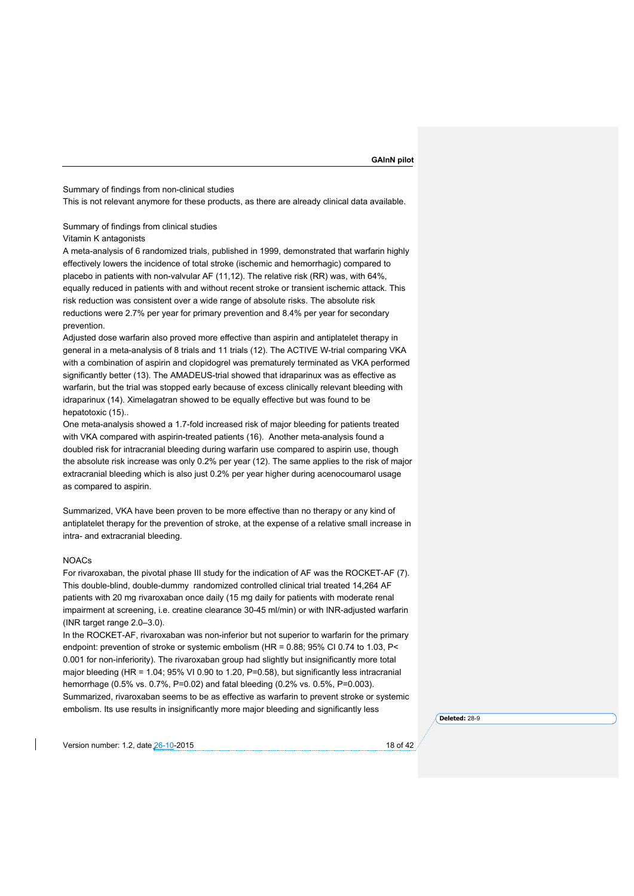Summary of findings from non-clinical studies

This is not relevant anymore for these products, as there are already clinical data available.

Summary of findings from clinical studies

Vitamin K antagonists

A meta-analysis of 6 randomized trials, published in 1999, demonstrated that warfarin highly effectively lowers the incidence of total stroke (ischemic and hemorrhagic) compared to placebo in patients with non-valvular AF (11,12). The relative risk (RR) was, with 64%, equally reduced in patients with and without recent stroke or transient ischemic attack. This risk reduction was consistent over a wide range of absolute risks. The absolute risk reductions were 2.7% per year for primary prevention and 8.4% per year for secondary prevention.

Adjusted dose warfarin also proved more effective than aspirin and antiplatelet therapy in general in a meta-analysis of 8 trials and 11 trials (12). The ACTIVE W-trial comparing VKA with a combination of aspirin and clopidogrel was prematurely terminated as VKA performed significantly better (13). The AMADEUS-trial showed that idraparinux was as effective as warfarin, but the trial was stopped early because of excess clinically relevant bleeding with idraparinux (14). Ximelagatran showed to be equally effective but was found to be hepatotoxic (15)..

One meta-analysis showed a 1.7-fold increased risk of major bleeding for patients treated with VKA compared with aspirin-treated patients (16). Another meta-analysis found a doubled risk for intracranial bleeding during warfarin use compared to aspirin use, though the absolute risk increase was only 0.2% per year (12). The same applies to the risk of major extracranial bleeding which is also just 0.2% per year higher during acenocoumarol usage as compared to aspirin.

Summarized, VKA have been proven to be more effective than no therapy or any kind of antiplatelet therapy for the prevention of stroke, at the expense of a relative small increase in intra- and extracranial bleeding.

NOACs

For rivaroxaban, the pivotal phase III study for the indication of AF was the ROCKET-AF (7). This double-blind, double-dummy randomized controlled clinical trial treated 14,264 AF patients with 20 mg rivaroxaban once daily (15 mg daily for patients with moderate renal impairment at screening, i.e. creatine clearance 30-45 ml/min) or with INR-adjusted warfarin (INR target range 2.0–3.0).

In the ROCKET-AF, rivaroxaban was non-inferior but not superior to warfarin for the primary endpoint: prevention of stroke or systemic embolism (HR = 0.88; 95% CI 0.74 to 1.03, P< 0.001 for non-inferiority). The rivaroxaban group had slightly but insignificantly more total major bleeding (HR = 1.04; 95% VI 0.90 to 1.20, P=0.58), but significantly less intracranial hemorrhage (0.5% vs. 0.7%, P=0.02) and fatal bleeding (0.2% vs. 0.5%, P=0.003). Summarized, rivaroxaban seems to be as effective as warfarin to prevent stroke or systemic embolism. Its use results in insignificantly more major bleeding and significantly less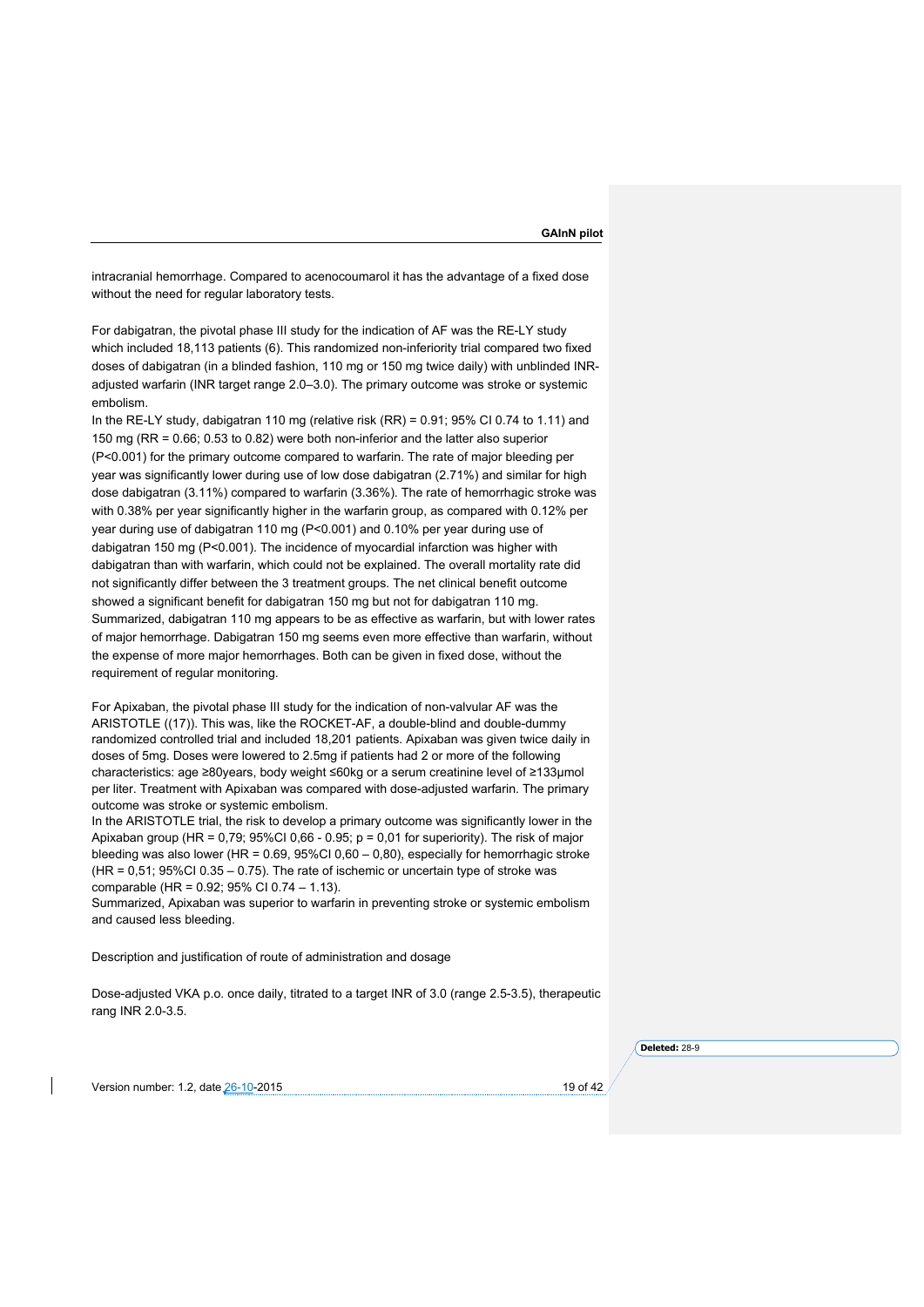intracranial hemorrhage. Compared to acenocoumarol it has the advantage of a fixed dose without the need for regular laboratory tests.

For dabigatran, the pivotal phase III study for the indication of AF was the RE-LY study which included 18,113 patients (6). This randomized non-inferiority trial compared two fixed doses of dabigatran (in a blinded fashion, 110 mg or 150 mg twice daily) with unblinded INR-adjusted warfarin (INR target range 2.0–3.0). The primary outcome was stroke or systemic embolism.
In the RE-LY study, dabigatran 110 mg (relative risk (RR) = 0.91; 95% CI 0.74 to 1.11) and 150 mg (RR = 0.66; 0.53 to 0.82) were both non-inferior and the latter also superior ($P<0.001$) for the primary outcome compared to warfarin. The rate of major bleeding per year was significantly lower during use of low dose dabigatran (2.71%) and similar for high dose dabigatran (3.11%) compared to warfarin (3.36%). The rate of hemorrhagic stroke was with 0.38% per year significantly higher in the warfarin group, as compared with 0.12% per year during use of dabigatran 110 mg ($P<0.001$) and 0.10% per year during use of dabigatran 150 mg ($P<0.001$). The incidence of myocardial infarction was higher with dabigatran than with warfarin, which could not be explained. The overall mortality rate did not significantly differ between the 3 treatment groups. The net clinical benefit outcome showed a significant benefit for dabigatran 150 mg but not for dabigatran 110 mg.
Summarized, dabigatran 110 mg appears to be as effective as warfarin, but with lower rates of major hemorrhage. Dabigatran 150 mg seems even more effective than warfarin, without the expense of more major hemorrhages. Both can be given in fixed dose, without the requirement of regular monitoring.

For Apixaban, the pivotal phase III study for the indication of non-valvular AF was the ARISTOTLE ((17)). This was, like the ROCKET-AF, a double-blind and double-dummy randomized controlled trial and included 18,201 patients. Apixaban was given twice daily in doses of 5mg. Doses were lowered to 2.5mg if patients had 2 or more of the following characteristics: age ≥80years, body weight ≤60kg or a serum creatinine level of ≥133µmol per liter. Treatment with Apixaban was compared with dose-adjusted warfarin. The primary outcome was stroke or systemic embolism.
In the ARISTOTLE trial, the risk to develop a primary outcome was significantly lower in the Apixaban group (HR = 0,79; 95%CI 0,66 - 0.95; p = 0,01 for superiority). The risk of major bleeding was also lower (HR = 0.69, 95%CI 0,60 – 0,80), especially for hemorrhagic stroke (HR = 0,51; 95%CI 0.35 – 0.75). The rate of ischemic or uncertain type of stroke was comparable (HR = 0.92; 95% CI 0.74 – 1.13).
Summarized, Apixaban was superior to warfarin in preventing stroke or systemic embolism and caused less bleeding.

Description and justification of route of administration and dosage

Dose-adjusted VKA p.o. once daily, titrated to a target INR of 3.0 (range 2.5-3.5), therapeutic rang INR 2.0-3.5.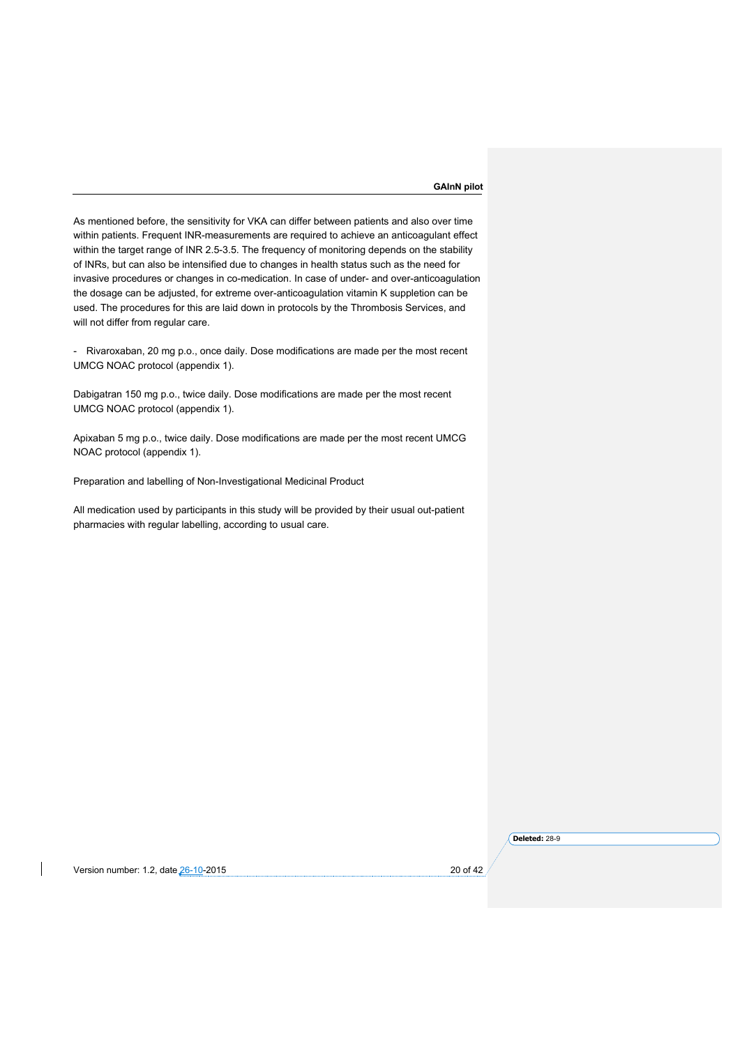As mentioned before, the sensitivity for VKA can differ between patients and also over time within patients. Frequent INR-measurements are required to achieve an anticoagulant effect within the target range of INR 2.5-3.5. The frequency of monitoring depends on the stability of INRs, but can also be intensified due to changes in health status such as the need for invasive procedures or changes in co-medication. In case of under- and over-anticoagulation the dosage can be adjusted, for extreme over-anticoagulation vitamin K suppletion can be used. The procedures for this are laid down in protocols by the Thrombosis Services, and will not differ from regular care.

- Rivaroxaban, 20 mg p.o., once daily. Dose modifications are made per the most recent UMCG NOAC protocol (appendix 1).

Dabigatran 150 mg p.o., twice daily. Dose modifications are made per the most recent UMCG NOAC protocol (appendix 1).

Apixaban 5 mg p.o., twice daily. Dose modifications are made per the most recent UMCG NOAC protocol (appendix 1).

Preparation and labelling of Non-Investigational Medicinal Product

All medication used by participants in this study will be provided by their usual out-patient pharmacies with regular labelling, according to usual care.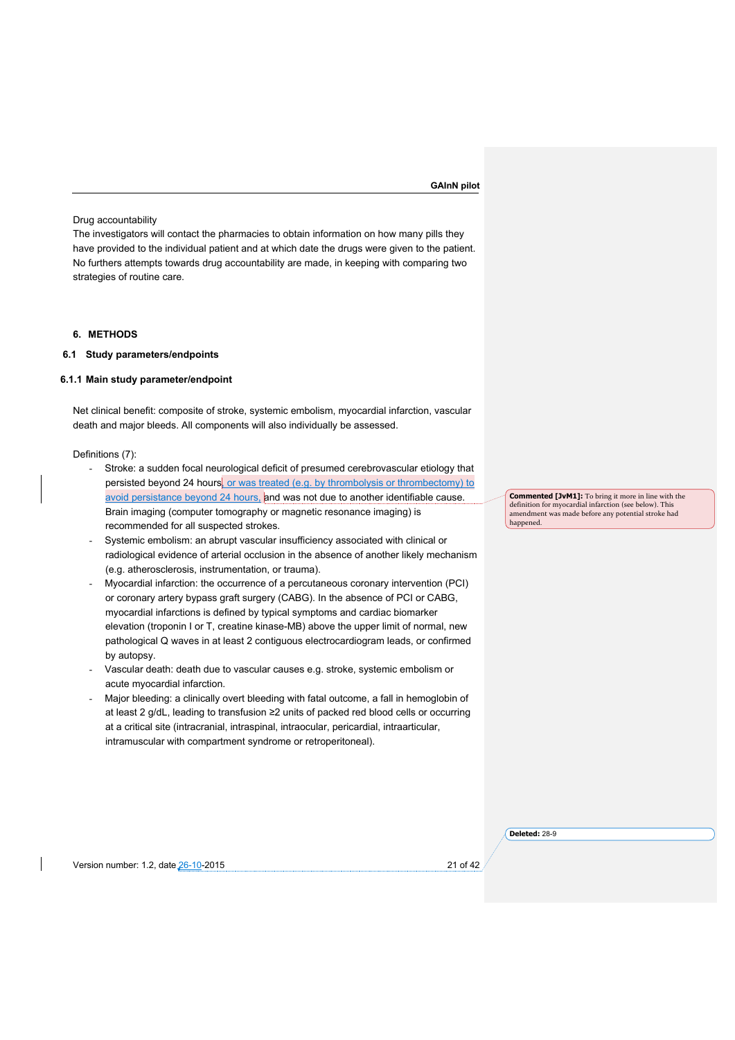Drug accountability

The investigators will contact the pharmacies to obtain information on how many pills they have provided to the individual patient and at which date the drugs were given to the patient. No furthers attempts towards drug accountability are made, in keeping with comparing two strategies of routine care.

## 6. METHODS

### 6.1 Study parameters/endpoints

#### 6.1.1 Main study parameter/endpoint

Net clinical benefit: composite of stroke, systemic embolism, myocardial infarction, vascular death and major bleeds. All components will also individually be assessed.

Definitions (7):

- Stroke: a sudden focal neurological deficit of presumed cerebrovascular etiology that persisted beyond 24 hours, or was treated (e.g. by thrombolysis or thrombectomy) to avoid persistance beyond 24 hours, and was not due to another identifiable cause. Brain imaging (computer tomography or magnetic resonance imaging) is recommended for all suspected strokes.
- Systemic embolism: an abrupt vascular insufficiency associated with clinical or radiological evidence of arterial occlusion in the absence of another likely mechanism (e.g. atherosclerosis, instrumentation, or trauma).
- Myocardial infarction: the occurrence of a percutaneous coronary intervention (PCI) or coronary artery bypass graft surgery (CABG). In the absence of PCI or CABG, myocardial infarctions is defined by typical symptoms and cardiac biomarker elevation (troponin I or T, creatine kinase-MB) above the upper limit of normal, new pathological Q waves in at least 2 contiguous electrocardiogram leads, or confirmed by autopsy.
- Vascular death: death due to vascular causes e.g. stroke, systemic embolism or acute myocardial infarction.
- Major bleeding: a clinically overt bleeding with fatal outcome, a fall in hemoglobin of at least 2 g/dL, leading to transfusion ≥2 units of packed red blood cells or occurring at a critical site (intracranial, intraspinal, intraocular, pericardial, intraarticular, intramuscular with compartment syndrome or retroperitoneal).

**Commented [JvM1]:** To bring it more in line with the definition for myocardial infarction (see below). This amendment was made before any potential stroke had happened.

**Deleted:** 28-9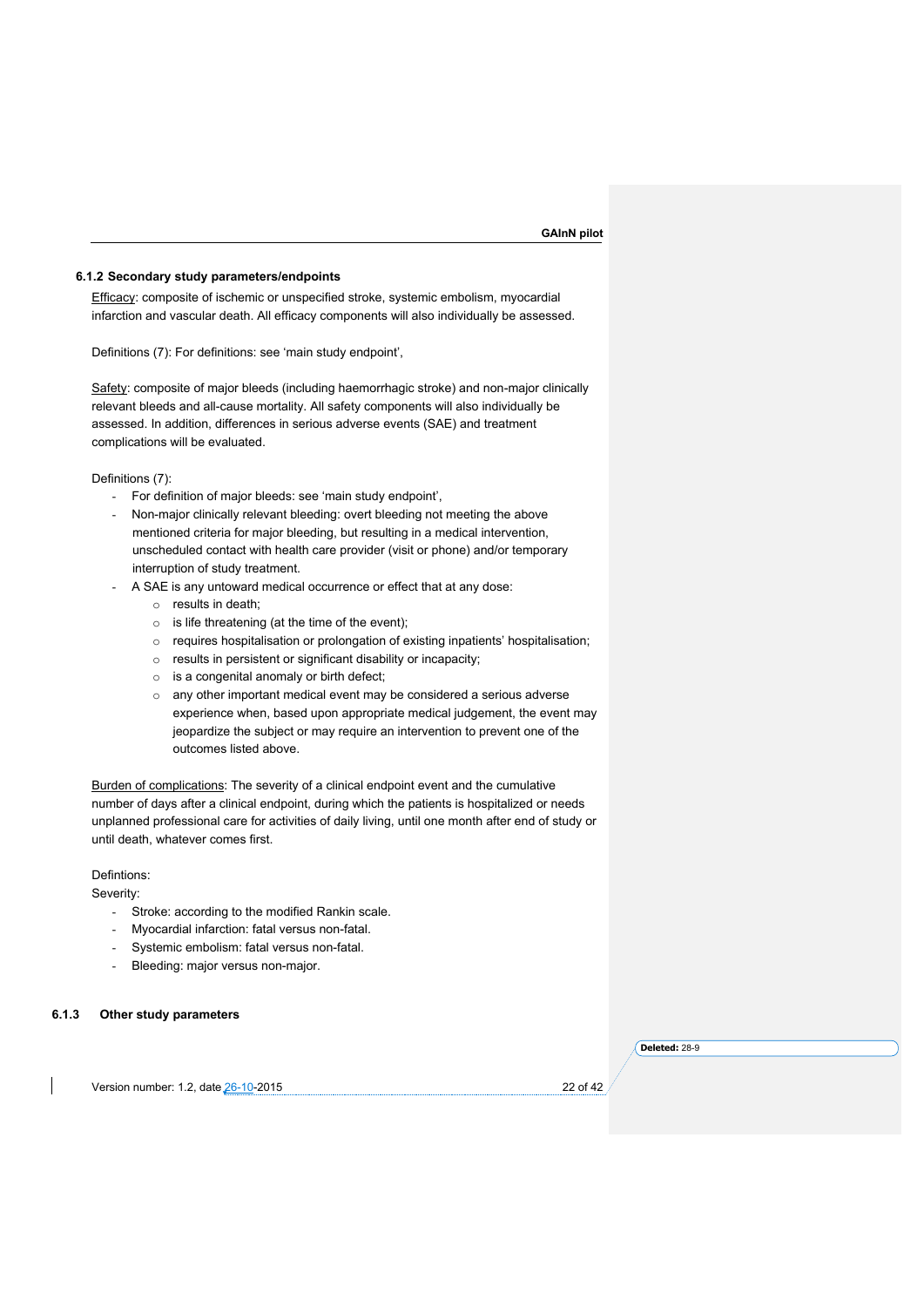### 6.1.2 Secondary study parameters/endpoints

Efficacy: composite of ischemic or unspecified stroke, systemic embolism, myocardial infarction and vascular death. All efficacy components will also individually be assessed.

Definitions (7): For definitions: see 'main study endpoint',

Safety: composite of major bleeds (including haemorrhagic stroke) and non-major clinically relevant bleeds and all-cause mortality. All safety components will also individually be assessed. In addition, differences in serious adverse events (SAE) and treatment complications will be evaluated.

Definitions (7):

- For definition of major bleeds: see 'main study endpoint',
- Non-major clinically relevant bleeding: overt bleeding not meeting the above mentioned criteria for major bleeding, but resulting in a medical intervention, unscheduled contact with health care provider (visit or phone) and/or temporary interruption of study treatment.
- A SAE is any untoward medical occurrence or effect that at any dose:
  - results in death;
  - is life threatening (at the time of the event);
  - requires hospitalisation or prolongation of existing inpatients' hospitalisation;
  - results in persistent or significant disability or incapacity;
  - is a congenital anomaly or birth defect;
  - any other important medical event may be considered a serious adverse experience when, based upon appropriate medical judgement, the event may jeopardize the subject or may require an intervention to prevent one of the outcomes listed above.

Burden of complications: The severity of a clinical endpoint event and the cumulative number of days after a clinical endpoint, during which the patients is hospitalized or needs unplanned professional care for activities of daily living, until one month after end of study or until death, whatever comes first.

Defintions:

Severity:

- Stroke: according to the modified Rankin scale.
- Myocardial infarction: fatal versus non-fatal.
- Systemic embolism: fatal versus non-fatal.
- Bleeding: major versus non-major.

### 6.1.3 Other study parameters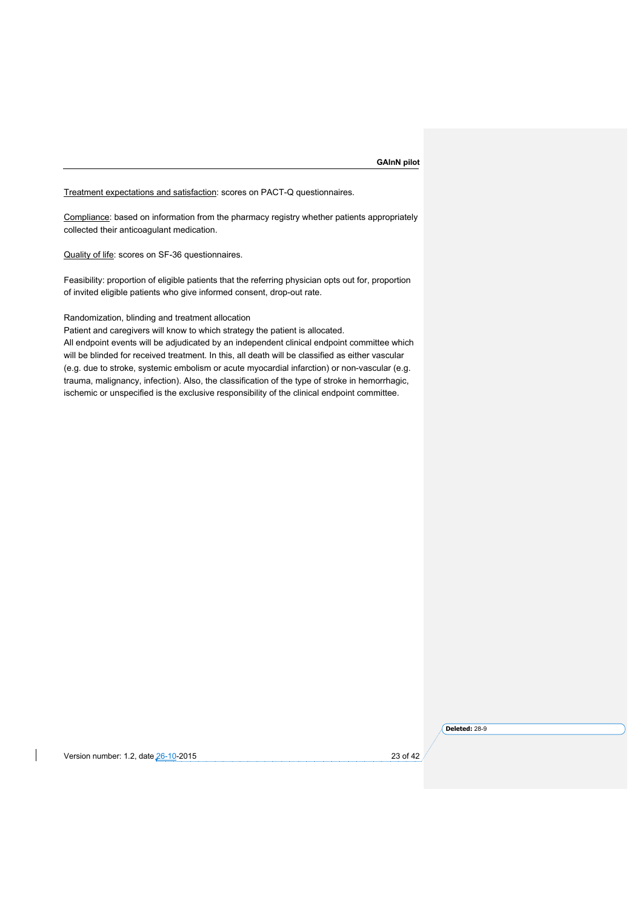<u>Treatment expectations and satisfaction</u>: scores on PACT-Q questionnaires.

<u>Compliance</u>: based on information from the pharmacy registry whether patients appropriately collected their anticoagulant medication.

<u>Quality of life</u>: scores on SF-36 questionnaires.

Feasibility: proportion of eligible patients that the referring physician opts out for, proportion of invited eligible patients who give informed consent, drop-out rate.

Randomization, blinding and treatment allocation

Patient and caregivers will know to which strategy the patient is allocated.

All endpoint events will be adjudicated by an independent clinical endpoint committee which will be blinded for received treatment. In this, all death will be classified as either vascular (e.g. due to stroke, systemic embolism or acute myocardial infarction) or non-vascular (e.g. trauma, malignancy, infection). Also, the classification of the type of stroke in hemorrhagic, ischemic or unspecified is the exclusive responsibility of the clinical endpoint committee.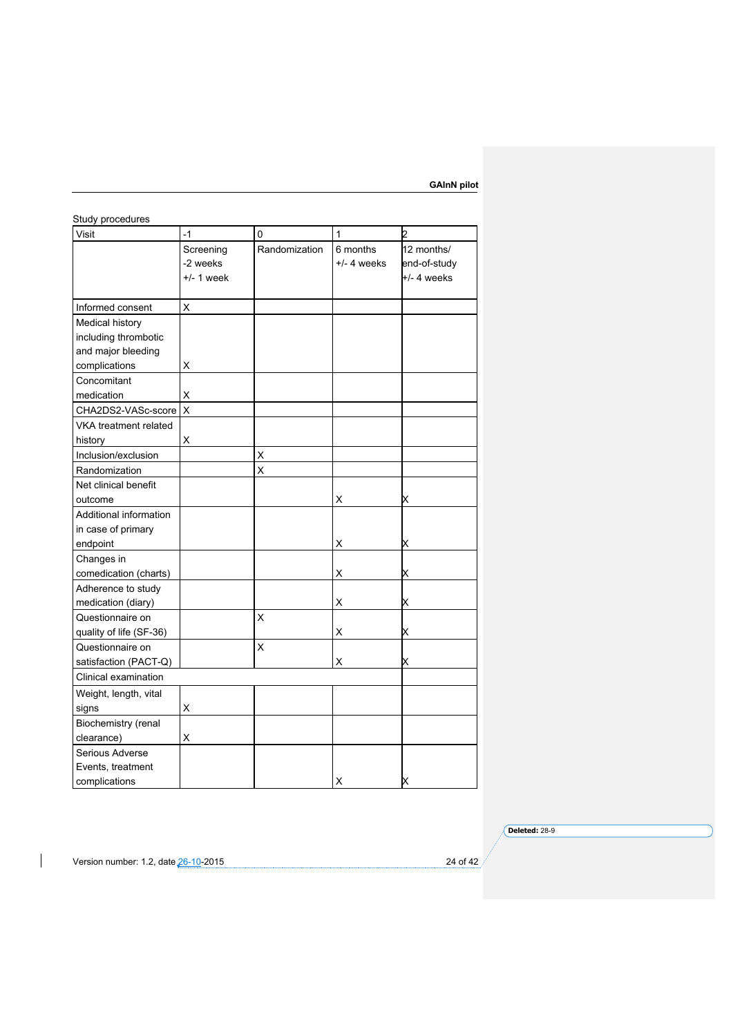Study procedures

| Visit | -1 | 0 | 1 | 2 |
| --- | --- | --- | --- | --- |
| | Screening -2 weeks +/- 1 week | Randomization | 6 months +/- 4 weeks | 12 months/ end-of-study +/- 4 weeks |
| Informed consent | X | | | |
| Medical history including thrombotic and major bleeding complications | X | | | |
| Concomitant medication | X | | | |
| CHA2DS2-VASc-score | X | | | |
| VKA treatment related history | X | | | |
| Inclusion/exclusion | | X | | |
| Randomization | | X | | |
| Net clinical benefit outcome | | | X | X |
| Additional information in case of primary endpoint | | | X | X |
| Changes in comedication (charts) | | | X | X |
| Adherence to study medication (diary) | | | X | X |
| Questionnaire on quality of life (SF-36) | | X | X | X |
| Questionnaire on satisfaction (PACT-Q) | | X | X | X |
| Clinical examination | | | | |
| Weight, length, vital signs | X | | | |
| Biochemistry (renal clearance) | X | | | |
| Serious Adverse Events, treatment complications | | | X | X |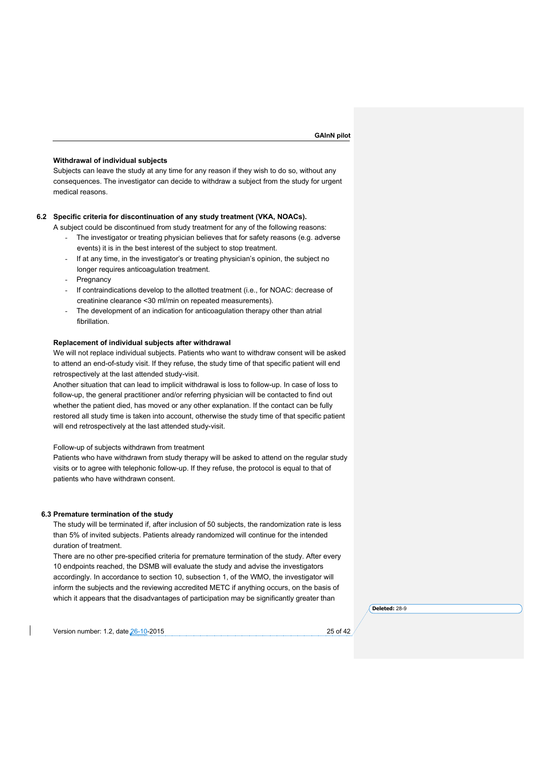#### Withdrawal of individual subjects

Subjects can leave the study at any time for any reason if they wish to do so, without any consequences. The investigator can decide to withdraw a subject from the study for urgent medical reasons.

### 6.2 Specific criteria for discontinuation of any study treatment (VKA, NOACs).

A subject could be discontinued from study treatment for any of the following reasons:

- The investigator or treating physician believes that for safety reasons (e.g. adverse events) it is in the best interest of the subject to stop treatment.
- If at any time, in the investigator's or treating physician's opinion, the subject no longer requires anticoagulation treatment.
- Pregnancy
- If contraindications develop to the allotted treatment (i.e., for NOAC: decrease of creatinine clearance <30 ml/min on repeated measurements).
- The development of an indication for anticoagulation therapy other than atrial fibrillation.

#### Replacement of individual subjects after withdrawal

We will not replace individual subjects. Patients who want to withdraw consent will be asked to attend an end-of-study visit. If they refuse, the study time of that specific patient will end retrospectively at the last attended study-visit.

Another situation that can lead to implicit withdrawal is loss to follow-up. In case of loss to follow-up, the general practitioner and/or referring physician will be contacted to find out whether the patient died, has moved or any other explanation. If the contact can be fully restored all study time is taken into account, otherwise the study time of that specific patient will end retrospectively at the last attended study-visit.

Follow-up of subjects withdrawn from treatment

Patients who have withdrawn from study therapy will be asked to attend on the regular study visits or to agree with telephonic follow-up. If they refuse, the protocol is equal to that of patients who have withdrawn consent.

### 6.3 Premature termination of the study

The study will be terminated if, after inclusion of 50 subjects, the randomization rate is less than 5% of invited subjects. Patients already randomized will continue for the intended duration of treatment.

There are no other pre-specified criteria for premature termination of the study. After every 10 endpoints reached, the DSMB will evaluate the study and advise the investigators accordingly. In accordance to section 10, subsection 1, of the WMO, the investigator will inform the subjects and the reviewing accredited METC if anything occurs, on the basis of which it appears that the disadvantages of participation may be significantly greater than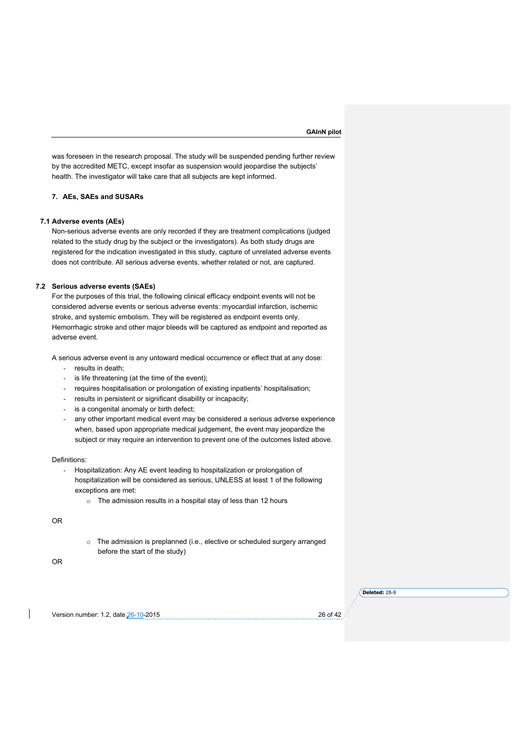was foreseen in the research proposal. The study will be suspended pending further review by the accredited METC, except insofar as suspension would jeopardise the subjects' health. The investigator will take care that all subjects are kept informed.

## 7. AEs, SAEs and SUSARs

### 7.1 Adverse events (AEs)

Non-serious adverse events are only recorded if they are treatment complications (judged related to the study drug by the subject or the investigators). As both study drugs are registered for the indication investigated in this study, capture of unrelated adverse events does not contribute. All serious adverse events, whether related or not, are captured.

### 7.2 Serious adverse events (SAEs)

For the purposes of this trial, the following clinical efficacy endpoint events will not be considered adverse events or serious adverse events: myocardial infarction, ischemic stroke, and systemic embolism. They will be registered as endpoint events only. Hemorrhagic stroke and other major bleeds will be captured as endpoint and reported as adverse event.

A serious adverse event is any untoward medical occurrence or effect that at any dose:

- results in death;
- is life threatening (at the time of the event);
- requires hospitalisation or prolongation of existing inpatients' hospitalisation;
- results in persistent or significant disability or incapacity;
- is a congenital anomaly or birth defect;
- any other important medical event may be considered a serious adverse experience when, based upon appropriate medical judgement, the event may jeopardize the subject or may require an intervention to prevent one of the outcomes listed above.

Definitions:

- Hospitalization: Any AE event leading to hospitalization or prolongation of hospitalization will be considered as serious, UNLESS at least 1 of the following exceptions are met:
    - The admission results in a hospital stay of less than 12 hours

OR

- The admission is preplanned (i.e., elective or scheduled surgery arranged before the start of the study)

OR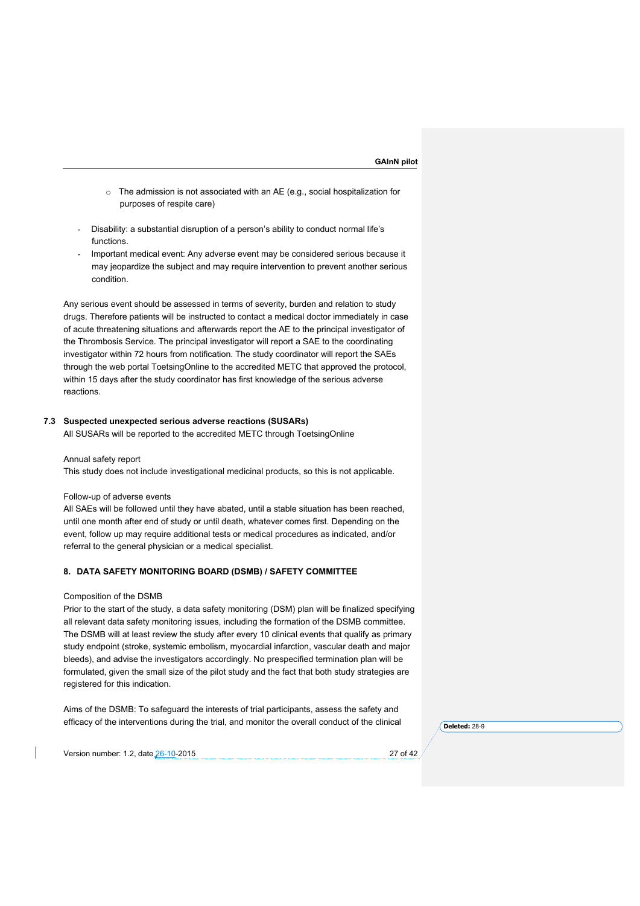- The admission is not associated with an AE (e.g., social hospitalization for purposes of respite care)

- Disability: a substantial disruption of a person's ability to conduct normal life's functions.
- Important medical event: Any adverse event may be considered serious because it may jeopardize the subject and may require intervention to prevent another serious condition.

Any serious event should be assessed in terms of severity, burden and relation to study drugs. Therefore patients will be instructed to contact a medical doctor immediately in case of acute threatening situations and afterwards report the AE to the principal investigator of the Thrombosis Service. The principal investigator will report a SAE to the coordinating investigator within 72 hours from notification. The study coordinator will report the SAEs through the web portal ToetsingOnline to the accredited METC that approved the protocol, within 15 days after the study coordinator has first knowledge of the serious adverse reactions.

### 7.3 Suspected unexpected serious adverse reactions (SUSARs)

All SUSARs will be reported to the accredited METC through ToetsingOnline

Annual safety report

This study does not include investigational medicinal products, so this is not applicable.

Follow-up of adverse events

All SAEs will be followed until they have abated, until a stable situation has been reached, until one month after end of study or until death, whatever comes first. Depending on the event, follow up may require additional tests or medical procedures as indicated, and/or referral to the general physician or a medical specialist.

## 8. DATA SAFETY MONITORING BOARD (DSMB) / SAFETY COMMITTEE

Composition of the DSMB

Prior to the start of the study, a data safety monitoring (DSM) plan will be finalized specifying all relevant data safety monitoring issues, including the formation of the DSMB committee. The DSMB will at least review the study after every 10 clinical events that qualify as primary study endpoint (stroke, systemic embolism, myocardial infarction, vascular death and major bleeds), and advise the investigators accordingly. No prespecified termination plan will be formulated, given the small size of the pilot study and the fact that both study strategies are registered for this indication.

Aims of the DSMB: To safeguard the interests of trial participants, assess the safety and efficacy of the interventions during the trial, and monitor the overall conduct of the clinical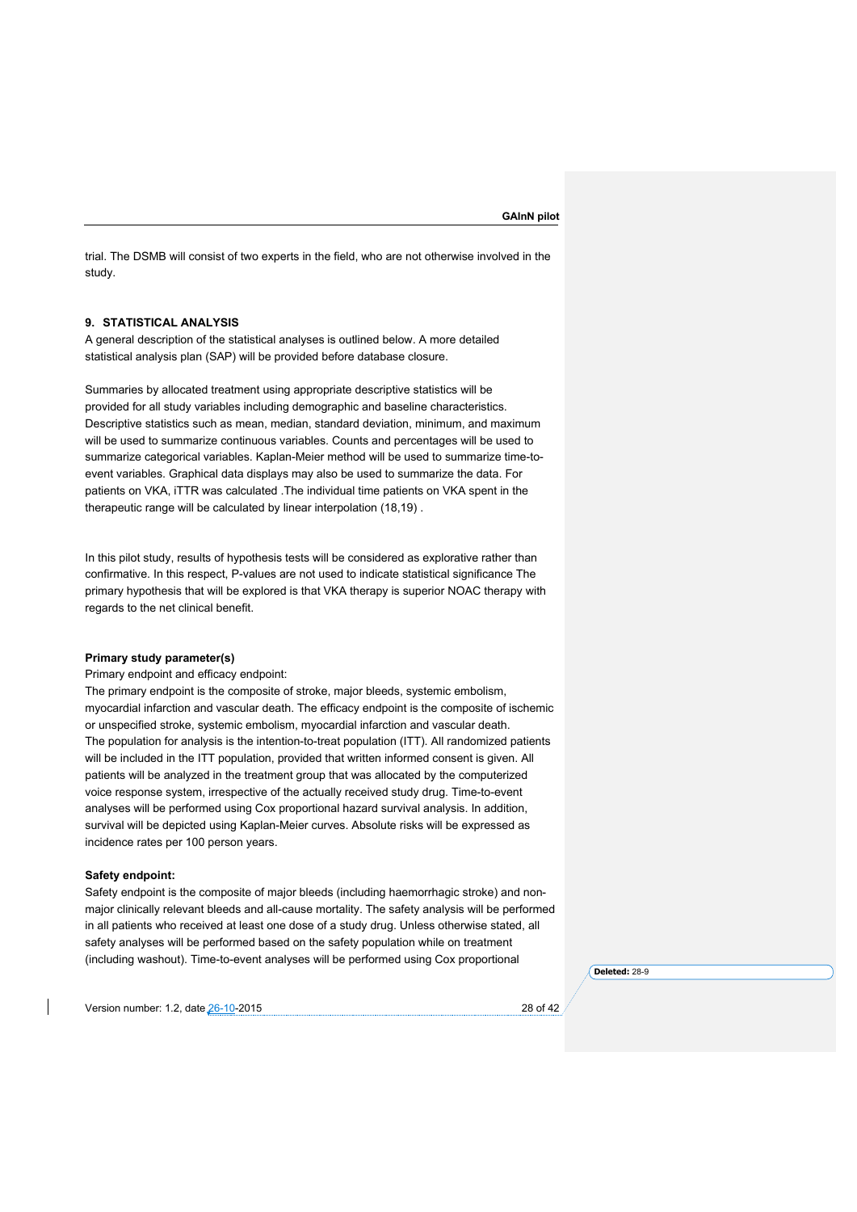trial. The DSMB will consist of two experts in the field, who are not otherwise involved in the study.

## 9. STATISTICAL ANALYSIS

A general description of the statistical analyses is outlined below. A more detailed statistical analysis plan (SAP) will be provided before database closure.

Summaries by allocated treatment using appropriate descriptive statistics will be provided for all study variables including demographic and baseline characteristics. Descriptive statistics such as mean, median, standard deviation, minimum, and maximum will be used to summarize continuous variables. Counts and percentages will be used to summarize categorical variables. Kaplan-Meier method will be used to summarize time-to-event variables. Graphical data displays may also be used to summarize the data. For patients on VKA, iTTR was calculated .The individual time patients on VKA spent in the therapeutic range will be calculated by linear interpolation (18,19) .

In this pilot study, results of hypothesis tests will be considered as explorative rather than confirmative. In this respect, P-values are not used to indicate statistical significance The primary hypothesis that will be explored is that VKA therapy is superior NOAC therapy with regards to the net clinical benefit.

### Primary study parameter(s)

Primary endpoint and efficacy endpoint:

The primary endpoint is the composite of stroke, major bleeds, systemic embolism, myocardial infarction and vascular death. The efficacy endpoint is the composite of ischemic or unspecified stroke, systemic embolism, myocardial infarction and vascular death.

The population for analysis is the intention-to-treat population (ITT). All randomized patients will be included in the ITT population, provided that written informed consent is given. All patients will be analyzed in the treatment group that was allocated by the computerized voice response system, irrespective of the actually received study drug. Time-to-event analyses will be performed using Cox proportional hazard survival analysis. In addition, survival will be depicted using Kaplan-Meier curves. Absolute risks will be expressed as incidence rates per 100 person years.

### Safety endpoint:

Safety endpoint is the composite of major bleeds (including haemorrhagic stroke) and non-major clinically relevant bleeds and all-cause mortality. The safety analysis will be performed in all patients who received at least one dose of a study drug. Unless otherwise stated, all safety analyses will be performed based on the safety population while on treatment (including washout). Time-to-event analyses will be performed using Cox proportional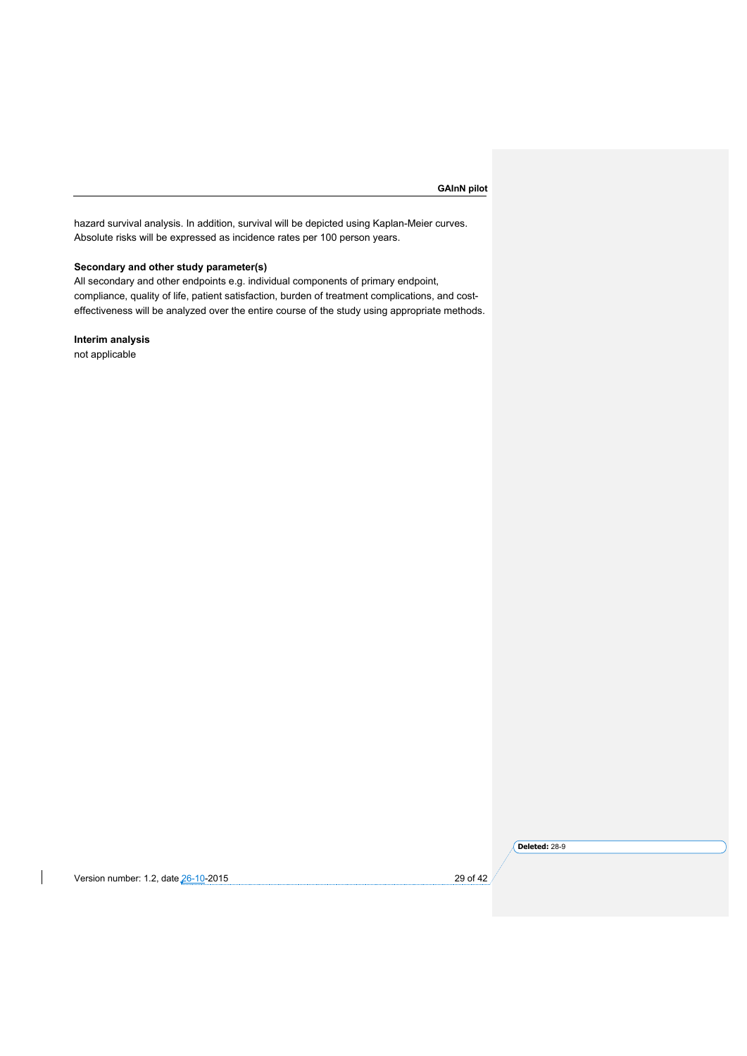hazard survival analysis. In addition, survival will be depicted using Kaplan-Meier curves. Absolute risks will be expressed as incidence rates per 100 person years.

**Secondary and other study parameter(s)**

All secondary and other endpoints e.g. individual components of primary endpoint, compliance, quality of life, patient satisfaction, burden of treatment complications, and cost-effectiveness will be analyzed over the entire course of the study using appropriate methods.

**Interim analysis**

not applicable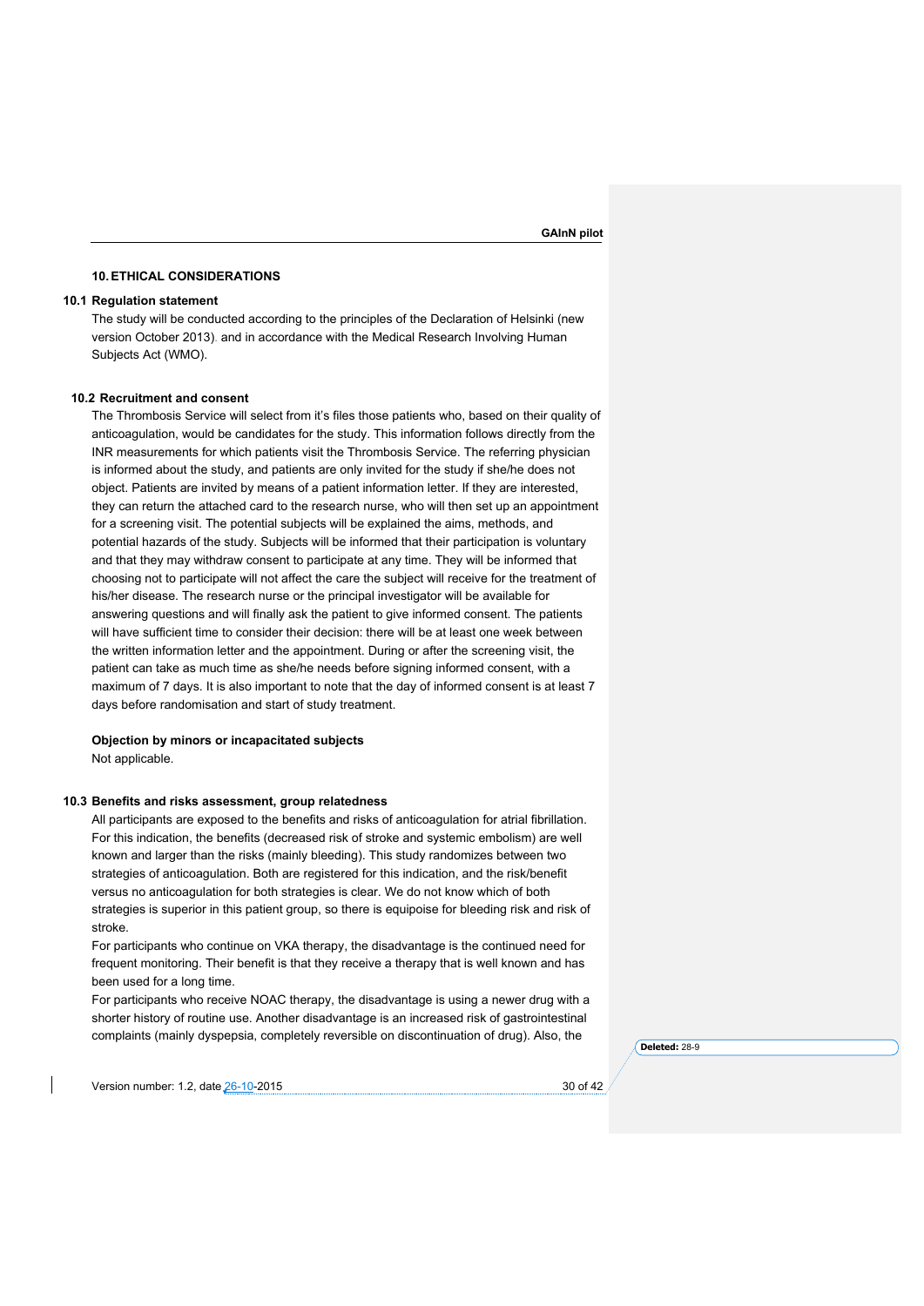## 10. ETHICAL CONSIDERATIONS

### 10.1 Regulation statement

The study will be conducted according to the principles of the Declaration of Helsinki (new version October 2013). and in accordance with the Medical Research Involving Human Subjects Act (WMO).

### 10.2 Recruitment and consent

The Thrombosis Service will select from it's files those patients who, based on their quality of anticoagulation, would be candidates for the study. This information follows directly from the INR measurements for which patients visit the Thrombosis Service. The referring physician is informed about the study, and patients are only invited for the study if she/he does not object. Patients are invited by means of a patient information letter. If they are interested, they can return the attached card to the research nurse, who will then set up an appointment for a screening visit. The potential subjects will be explained the aims, methods, and potential hazards of the study. Subjects will be informed that their participation is voluntary and that they may withdraw consent to participate at any time. They will be informed that choosing not to participate will not affect the care the subject will receive for the treatment of his/her disease. The research nurse or the principal investigator will be available for answering questions and will finally ask the patient to give informed consent. The patients will have sufficient time to consider their decision: there will be at least one week between the written information letter and the appointment. During or after the screening visit, the patient can take as much time as she/he needs before signing informed consent, with a maximum of 7 days. It is also important to note that the day of informed consent is at least 7 days before randomisation and start of study treatment.

**Objection by minors or incapacitated subjects**

Not applicable.

### 10.3 Benefits and risks assessment, group relatedness

All participants are exposed to the benefits and risks of anticoagulation for atrial fibrillation. For this indication, the benefits (decreased risk of stroke and systemic embolism) are well known and larger than the risks (mainly bleeding). This study randomizes between two strategies of anticoagulation. Both are registered for this indication, and the risk/benefit versus no anticoagulation for both strategies is clear. We do not know which of both strategies is superior in this patient group, so there is equipoise for bleeding risk and risk of stroke.

For participants who continue on VKA therapy, the disadvantage is the continued need for frequent monitoring. Their benefit is that they receive a therapy that is well known and has been used for a long time.

For participants who receive NOAC therapy, the disadvantage is using a newer drug with a shorter history of routine use. Another disadvantage is an increased risk of gastrointestinal complaints (mainly dyspepsia, completely reversible on discontinuation of drug). Also, the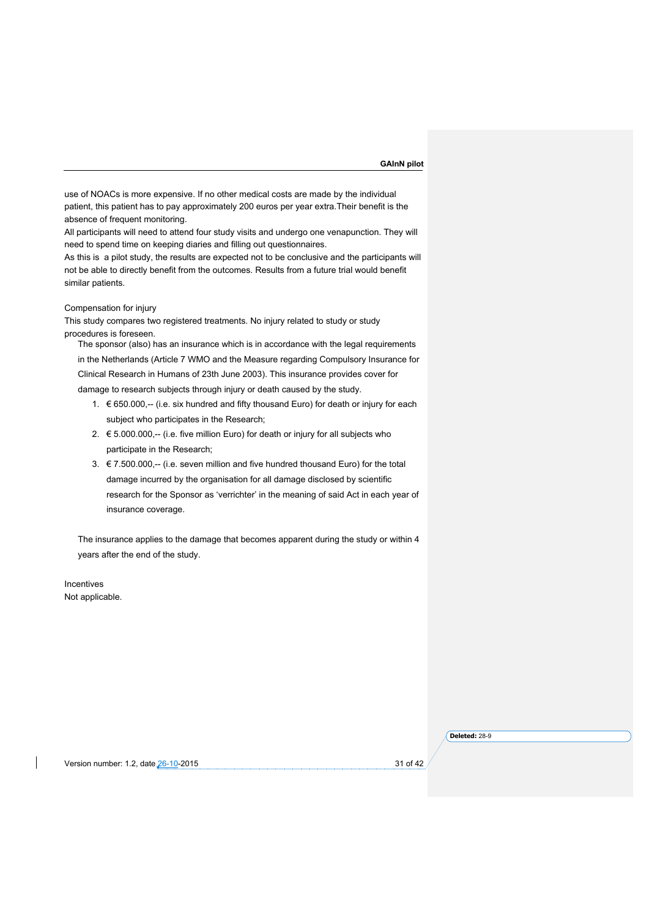use of NOACs is more expensive. If no other medical costs are made by the individual patient, this patient has to pay approximately 200 euros per year extra.Their benefit is the absence of frequent monitoring.
All participants will need to attend four study visits and undergo one venapunction. They will need to spend time on keeping diaries and filling out questionnaires.
As this is a pilot study, the results are expected not to be conclusive and the participants will not be able to directly benefit from the outcomes. Results from a future trial would benefit similar patients.

Compensation for injury
This study compares two registered treatments. No injury related to study or study procedures is foreseen.

The sponsor (also) has an insurance which is in accordance with the legal requirements in the Netherlands (Article 7 WMO and the Measure regarding Compulsory Insurance for Clinical Research in Humans of 23th June 2003). This insurance provides cover for damage to research subjects through injury or death caused by the study.

1. € 650.000,-- (i.e. six hundred and fifty thousand Euro) for death or injury for each subject who participates in the Research;
2. € 5.000.000,-- (i.e. five million Euro) for death or injury for all subjects who participate in the Research;
3. € 7.500.000,-- (i.e. seven million and five hundred thousand Euro) for the total damage incurred by the organisation for all damage disclosed by scientific research for the Sponsor as 'verrichter' in the meaning of said Act in each year of insurance coverage.

The insurance applies to the damage that becomes apparent during the study or within 4 years after the end of the study.

Incentives
Not applicable.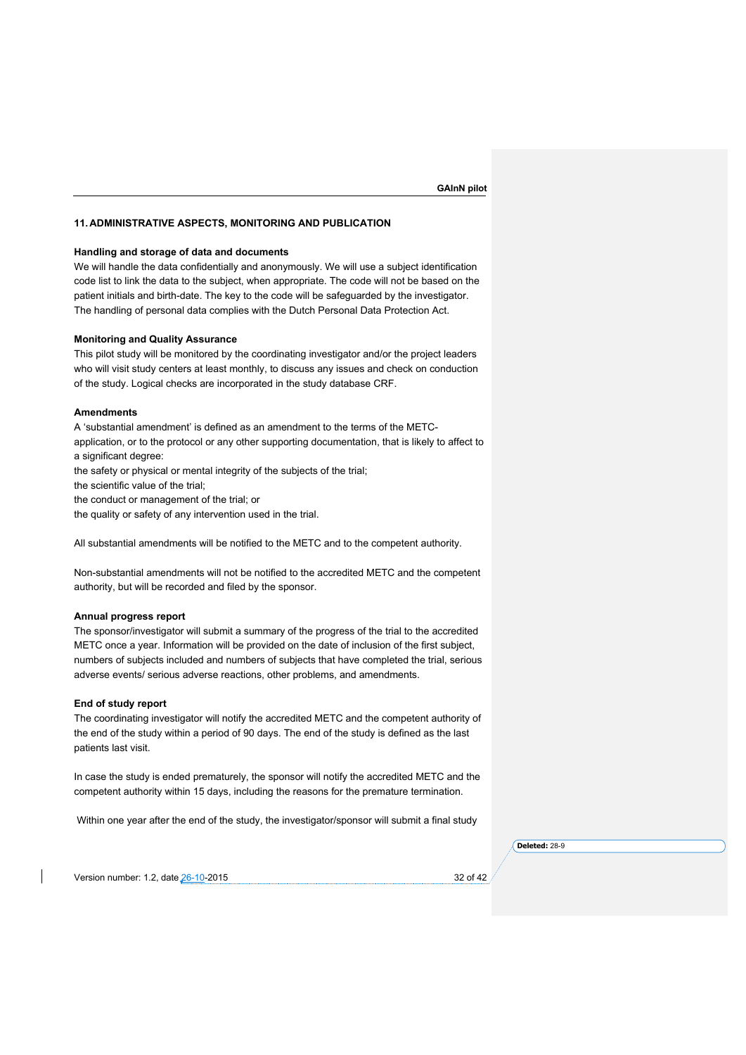## 11. ADMINISTRATIVE ASPECTS, MONITORING AND PUBLICATION

**Handling and storage of data and documents**

We will handle the data confidentially and anonymously. We will use a subject identification code list to link the data to the subject, when appropriate. The code will not be based on the patient initials and birth-date. The key to the code will be safeguarded by the investigator. The handling of personal data complies with the Dutch Personal Data Protection Act.

**Monitoring and Quality Assurance**

This pilot study will be monitored by the coordinating investigator and/or the project leaders who will visit study centers at least monthly, to discuss any issues and check on conduction of the study. Logical checks are incorporated in the study database CRF.

**Amendments**

A 'substantial amendment' is defined as an amendment to the terms of the METC-application, or to the protocol or any other supporting documentation, that is likely to affect to a significant degree:

the safety or physical or mental integrity of the subjects of the trial;
the scientific value of the trial;
the conduct or management of the trial; or
the quality or safety of any intervention used in the trial.

All substantial amendments will be notified to the METC and to the competent authority.

Non-substantial amendments will not be notified to the accredited METC and the competent authority, but will be recorded and filed by the sponsor.

**Annual progress report**

The sponsor/investigator will submit a summary of the progress of the trial to the accredited METC once a year. Information will be provided on the date of inclusion of the first subject, numbers of subjects included and numbers of subjects that have completed the trial, serious adverse events/ serious adverse reactions, other problems, and amendments.

**End of study report**

The coordinating investigator will notify the accredited METC and the competent authority of the end of the study within a period of 90 days. The end of the study is defined as the last patients last visit.

In case the study is ended prematurely, the sponsor will notify the accredited METC and the competent authority within 15 days, including the reasons for the premature termination.

Within one year after the end of the study, the investigator/sponsor will submit a final study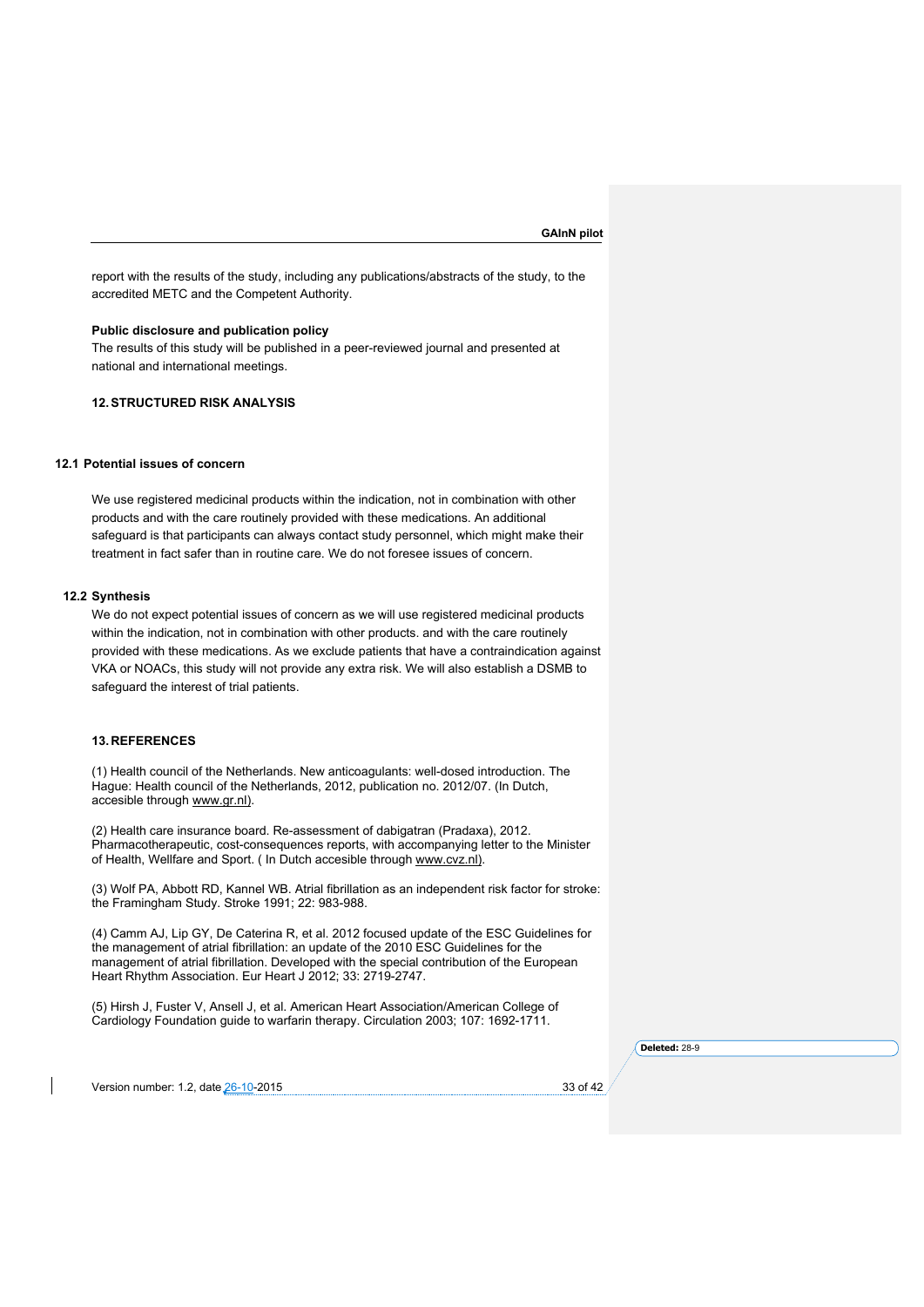report with the results of the study, including any publications/abstracts of the study, to the accredited METC and the Competent Authority.

**Public disclosure and publication policy**

The results of this study will be published in a peer-reviewed journal and presented at national and international meetings.

## 12. STRUCTURED RISK ANALYSIS

### 12.1 Potential issues of concern

We use registered medicinal products within the indication, not in combination with other products and with the care routinely provided with these medications. An additional safeguard is that participants can always contact study personnel, which might make their treatment in fact safer than in routine care. We do not foresee issues of concern.

### 12.2 Synthesis

We do not expect potential issues of concern as we will use registered medicinal products within the indication, not in combination with other products. and with the care routinely provided with these medications. As we exclude patients that have a contraindication against VKA or NOACs, this study will not provide any extra risk. We will also establish a DSMB to safeguard the interest of trial patients.

## 13. REFERENCES

(1) Health council of the Netherlands. New anticoagulants: well-dosed introduction. The Hague: Health council of the Netherlands, 2012, publication no. 2012/07. (In Dutch, accesible through www.gr.nl).

(2) Health care insurance board. Re-assessment of dabigatran (Pradaxa), 2012. Pharmacotherapeutic, cost-consequences reports, with accompanying letter to the Minister of Health, Wellfare and Sport. ( In Dutch accesible through www.cvz.nl).

(3) Wolf PA, Abbott RD, Kannel WB. Atrial fibrillation as an independent risk factor for stroke: the Framingham Study. Stroke 1991; 22: 983-988.

(4) Camm AJ, Lip GY, De Caterina R, et al. 2012 focused update of the ESC Guidelines for the management of atrial fibrillation: an update of the 2010 ESC Guidelines for the management of atrial fibrillation. Developed with the special contribution of the European Heart Rhythm Association. Eur Heart J 2012; 33: 2719-2747.

(5) Hirsh J, Fuster V, Ansell J, et al. American Heart Association/American College of Cardiology Foundation guide to warfarin therapy. Circulation 2003; 107: 1692-1711.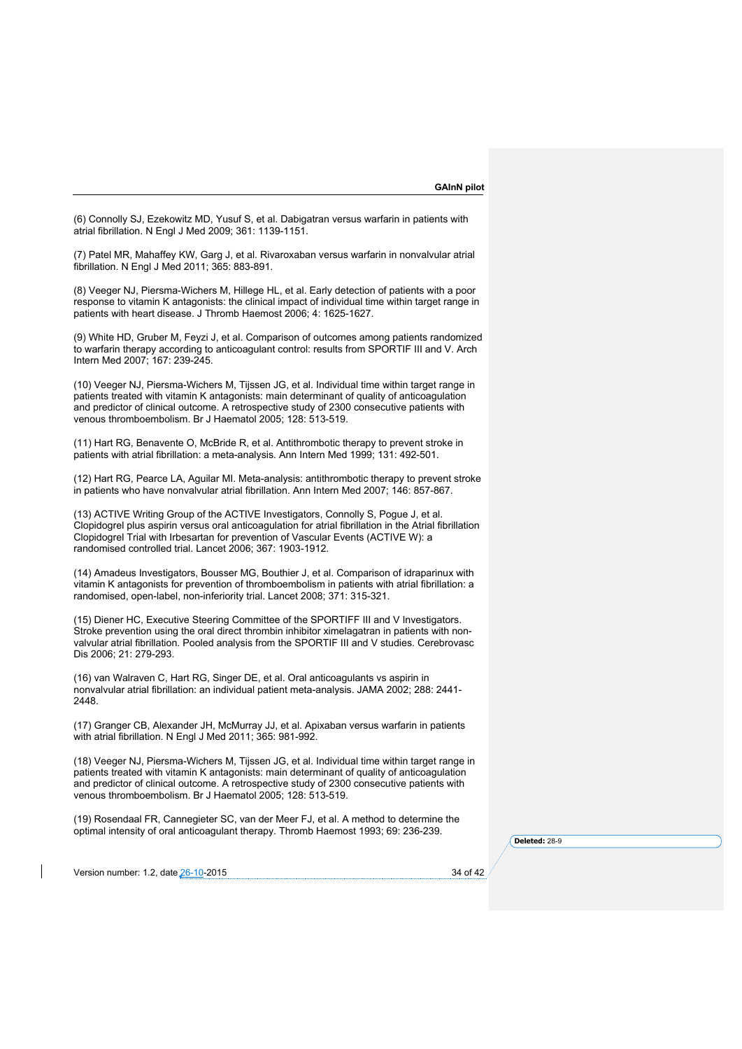(6) Connolly SJ, Ezekowitz MD, Yusuf S, et al. Dabigatran versus warfarin in patients with atrial fibrillation. N Engl J Med 2009; 361: 1139-1151.

(7) Patel MR, Mahaffey KW, Garg J, et al. Rivaroxaban versus warfarin in nonvalvular atrial fibrillation. N Engl J Med 2011; 365: 883-891.

(8) Veeger NJ, Piersma-Wichers M, Hillege HL, et al. Early detection of patients with a poor response to vitamin K antagonists: the clinical impact of individual time within target range in patients with heart disease. J Thromb Haemost 2006; 4: 1625-1627.

(9) White HD, Gruber M, Feyzi J, et al. Comparison of outcomes among patients randomized to warfarin therapy according to anticoagulant control: results from SPORTIF III and V. Arch Intern Med 2007; 167: 239-245.

(10) Veeger NJ, Piersma-Wichers M, Tijssen JG, et al. Individual time within target range in patients treated with vitamin K antagonists: main determinant of quality of anticoagulation and predictor of clinical outcome. A retrospective study of 2300 consecutive patients with venous thromboembolism. Br J Haematol 2005; 128: 513-519.

(11) Hart RG, Benavente O, McBride R, et al. Antithrombotic therapy to prevent stroke in patients with atrial fibrillation: a meta-analysis. Ann Intern Med 1999; 131: 492-501.

(12) Hart RG, Pearce LA, Aguilar MI. Meta-analysis: antithrombotic therapy to prevent stroke in patients who have nonvalvular atrial fibrillation. Ann Intern Med 2007; 146: 857-867.

(13) ACTIVE Writing Group of the ACTIVE Investigators, Connolly S, Pogue J, et al. Clopidogrel plus aspirin versus oral anticoagulation for atrial fibrillation in the Atrial fibrillation Clopidogrel Trial with Irbesartan for prevention of Vascular Events (ACTIVE W): a randomised controlled trial. Lancet 2006; 367: 1903-1912.

(14) Amadeus Investigators, Bousser MG, Bouthier J, et al. Comparison of idraparinux with vitamin K antagonists for prevention of thromboembolism in patients with atrial fibrillation: a randomised, open-label, non-inferiority trial. Lancet 2008; 371: 315-321.

(15) Diener HC, Executive Steering Committee of the SPORTIFF III and V Investigators. Stroke prevention using the oral direct thrombin inhibitor ximelagatran in patients with non-valvular atrial fibrillation. Pooled analysis from the SPORTIF III and V studies. Cerebrovasc Dis 2006; 21: 279-293.

(16) van Walraven C, Hart RG, Singer DE, et al. Oral anticoagulants vs aspirin in nonvalvular atrial fibrillation: an individual patient meta-analysis. JAMA 2002; 288: 2441-2448.

(17) Granger CB, Alexander JH, McMurray JJ, et al. Apixaban versus warfarin in patients with atrial fibrillation. N Engl J Med 2011; 365: 981-992.

(18) Veeger NJ, Piersma-Wichers M, Tijssen JG, et al. Individual time within target range in patients treated with vitamin K antagonists: main determinant of quality of anticoagulation and predictor of clinical outcome. A retrospective study of 2300 consecutive patients with venous thromboembolism. Br J Haematol 2005; 128: 513-519.

(19) Rosendaal FR, Cannegieter SC, van der Meer FJ, et al. A method to determine the optimal intensity of oral anticoagulant therapy. Thromb Haemost 1993; 69: 236-239.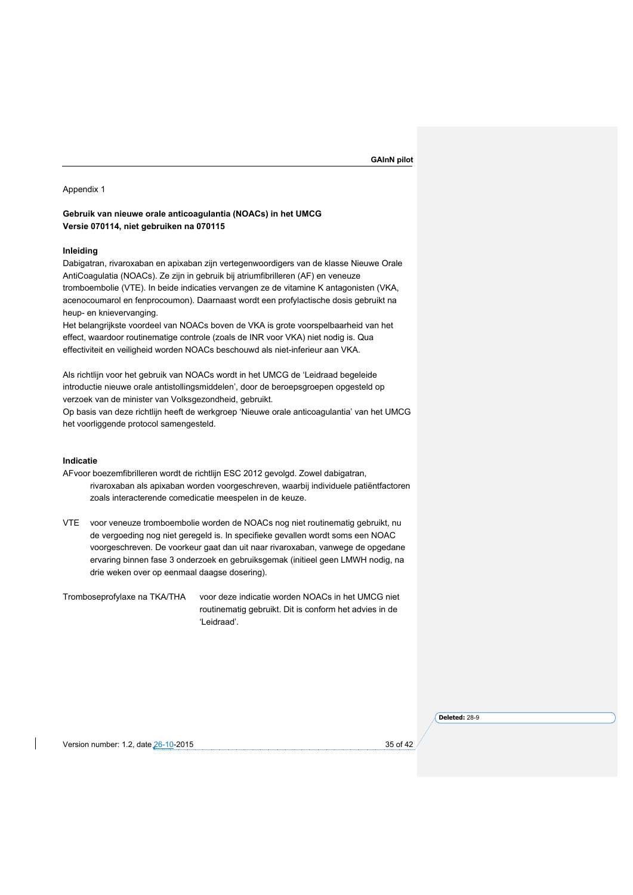Appendix 1

**Gebruik van nieuwe orale anticoagulantia (NOACs) in het UMCG**
**Versie 070114, niet gebruiken na 070115**

**Inleiding**

Dabigatran, rivaroxaban en apixaban zijn vertegenwoordigers van de klasse Nieuwe Orale AntiCoagulatia (NOACs). Ze zijn in gebruik bij atriumfibrilleren (AF) en veneuze tromboembolie (VTE). In beide indicaties vervangen ze de vitamine K antagonisten (VKA, acenocoumarol en fenprocoumon). Daarnaast wordt een profylactische dosis gebruikt na heup- en knievervanging.

Het belangrijkste voordeel van NOACs boven de VKA is grote voorspelbaarheid van het effect, waardoor routinematige controle (zoals de INR voor VKA) niet nodig is. Qua effectiviteit en veiligheid worden NOACs beschouwd als niet-inferieur aan VKA.

Als richtlijn voor het gebruik van NOACs wordt in het UMCG de 'Leidraad begeleide introductie nieuwe orale antistollingsmiddelen', door de beroepsgroepen opgesteld op verzoek van de minister van Volksgezondheid, gebruikt.

Op basis van deze richtlijn heeft de werkgroep 'Nieuwe orale anticoagulantia' van het UMCG het voorliggende protocol samengesteld.

**Indicatie**

AF voor boezemfibrilleren wordt de richtlijn ESC 2012 gevolgd. Zowel dabigatran, rivaroxaban als apixaban worden voorgeschreven, waarbij individuele patiëntfactoren zoals interacterende comedicatie meespelen in de keuze.

VTE voor veneuze tromboembolie worden de NOACs nog niet routinematig gebruikt, nu de vergoeding nog niet geregeld is. In specifieke gevallen wordt soms een NOAC voorgeschreven. De voorkeur gaat dan uit naar rivaroxaban, vanwege de opgedane ervaring binnen fase 3 onderzoek en gebruiksgemak (initieel geen LMWH nodig, na drie weken over op eenmaal daagse dosering).

Tromboseprofylaxe na TKA/THA voor deze indicatie worden NOACs in het UMCG niet routinematig gebruikt. Dit is conform het advies in de 'Leidraad'.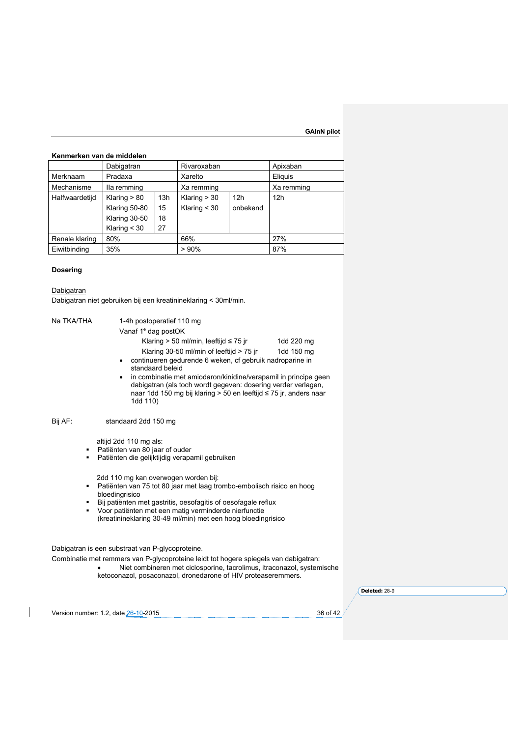**Kenmerken van de middelen**

| | Dabigatran | | Rivaroxaban | | Apixaban |
|---|---|---|---|---|---|
| Merknaam | Pradaxa | | Xarelto | | Eliquis |
| Mechanisme | IIa remming | | Xa remming | | Xa remming |
| Halfwaardetijd | Klaring > 80 | 13h | Klaring > 30 | 12h | 12h |
| | Klaring 50-80 | 15 | Klaring < 30 | onbekend | |
| | Klaring 30-50 | 18 | | | |
| | Klaring < 30 | 27 | | | |
| Renale klaring | 80% | | 66% | | 27% |
| Eiwitbinding | 35% | | > 90% | | 87% |

**Dosering**

Dabigatran

Dabigatran niet gebruiken bij een kreatinineklaring < 30ml/min.

Na TKA/THA

1-4h postoperatief 110 mg

Vanaf 1e dag postOK

| | |
|---|---|
| Klaring > 50 ml/min, leeftijd ≤ 75 jr | 1dd 220 mg |
| Klaring 30-50 ml/min of leeftijd > 75 jr | 1dd 150 mg |

- continueren gedurende 6 weken, cf gebruik nadroparine in standaard beleid
- in combinatie met amiodaron/kinidine/verapamil in principe geen dabigatran (als toch wordt gegeven: dosering verder verlagen, naar 1dd 150 mg bij klaring > 50 en leeftijd ≤ 75 jr, anders naar 1dd 110)

Bij AF: standaard 2dd 150 mg

altijd 2dd 110 mg als:

- Patiënten van 80 jaar of ouder
- Patiënten die gelijktijdig verapamil gebruiken

2dd 110 mg kan overwogen worden bij:

- Patiënten van 75 tot 80 jaar met laag trombo-embolisch risico en hoog bloedingrisico
- Bij patiënten met gastritis, oesofagitis of oesofagale reflux
- Voor patiënten met een matig verminderde nierfunctie (kreatinineklaring 30-49 ml/min) met een hoog bloedingrisico

Dabigatran is een substraat van P-glycoproteine.

Combinatie met remmers van P-glycoproteine leidt tot hogere spiegels van dabigatran:

- Niet combineren met ciclosporine, tacrolimus, itraconazol, systemische ketoconazol, posaconazol, dronedarone of HIV proteaseremmers.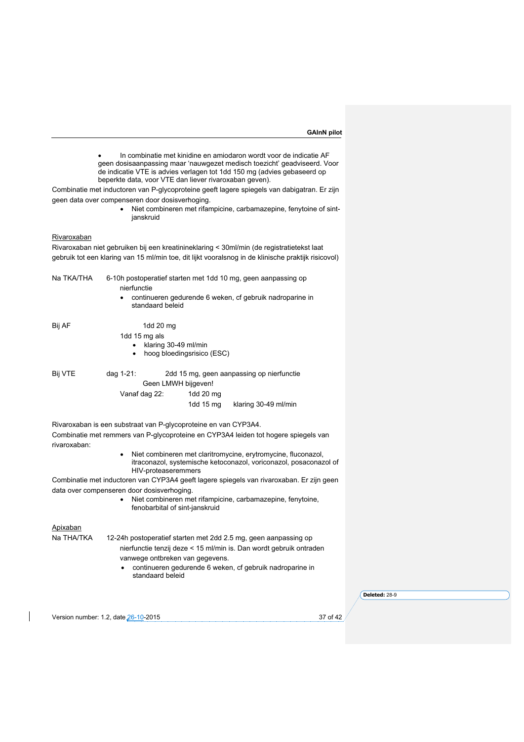- In combinatie met kinidine en amiodaron wordt voor de indicatie AF geen dosisaanpassing maar 'nauwgezet medisch toezicht' geadviseerd. Voor de indicatie VTE is advies verlagen tot 1dd 150 mg (advies gebaseerd op beperkte data, voor VTE dan liever rivaroxaban geven).

Combinatie met inductoren van P-glycoproteine geeft lagere spiegels van dabigatran. Er zijn geen data over compenseren door dosisverhoging.

- Niet combineren met rifampicine, carbamazepine, fenytoine of sint-janskruid

Rivaroxaban

Rivaroxaban niet gebruiken bij een kreatinineklaring < 30ml/min (de registratietekst laat gebruik tot een klaring van 15 ml/min toe, dit lijkt vooralsnog in de klinische praktijk risicovol)

Na TKA/THA 6-10h postoperatief starten met 1dd 10 mg, geen aanpassing op nierfunctie

- continueren gedurende 6 weken, cf gebruik nadroparine in standaard beleid

Bij AF 1dd 20 mg

1dd 15 mg als

- klaring 30-49 ml/min
- hoog bloedingsrisico (ESC)

Bij VTE dag 1-21: 2dd 15 mg, geen aanpassing op nierfunctie

Geen LMWH bijgeven!

Vanaf dag 22: 1dd 20 mg

1dd 15 mg klaring 30-49 ml/min

Rivaroxaban is een substraat van P-glycoproteine en van CYP3A4.

Combinatie met remmers van P-glycoproteine en CYP3A4 leiden tot hogere spiegels van rivaroxaban:

- Niet combineren met claritromycine, erytromycine, fluconazol, itraconazol, systemische ketoconazol, voriconazol, posaconazol of HIV-proteaseremmers

Combinatie met inductoren van CYP3A4 geeft lagere spiegels van rivaroxaban. Er zijn geen data over compenseren door dosisverhoging.

- Niet combineren met rifampicine, carbamazepine, fenytoine, fenobarbital of sint-janskruid

Apixaban

Na THA/TKA 12-24h postoperatief starten met 2dd 2.5 mg, geen aanpassing op nierfunctie tenzij deze < 15 ml/min is. Dan wordt gebruik ontraden vanwege ontbreken van gegevens.

- continueren gedurende 6 weken, cf gebruik nadroparine in standaard beleid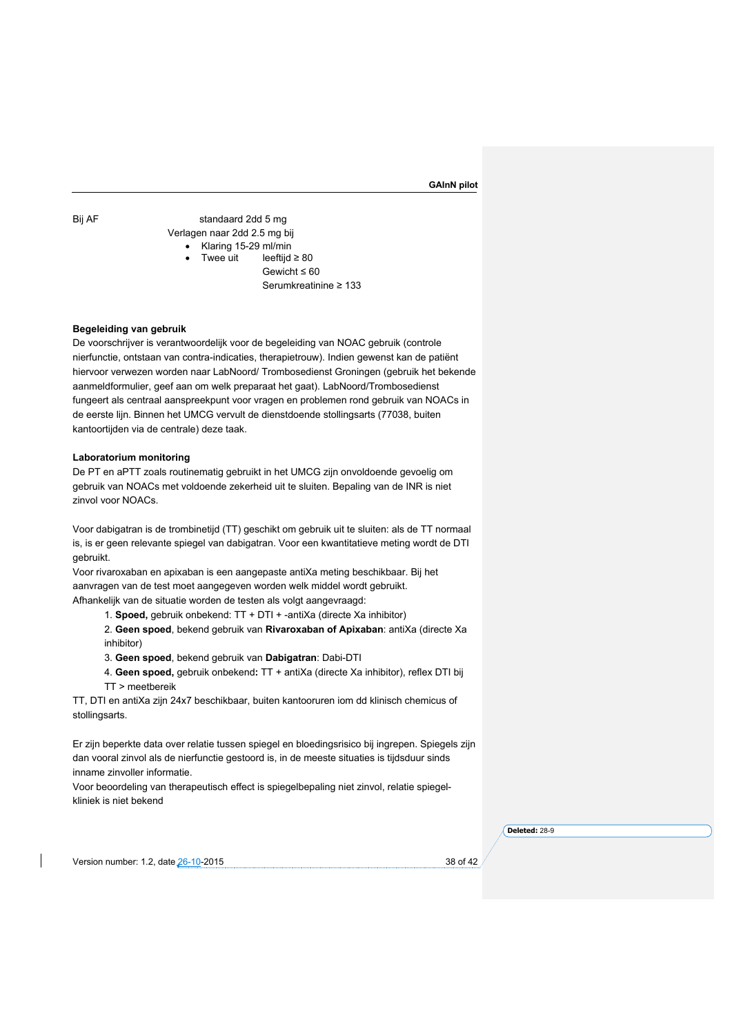Bij AF standaard 2dd 5 mg

Verlagen naar 2dd 2.5 mg bij

- Klaring 15-29 ml/min
- Twee uit leeftijd ≥ 80
  Gewicht ≤ 60
  Serumkreatinine ≥ 133

**Begeleiding van gebruik**

De voorschrijver is verantwoordelijk voor de begeleiding van NOAC gebruik (controle nierfunctie, ontstaan van contra-indicaties, therapietrouw). Indien gewenst kan de patiënt hiervoor verwezen worden naar LabNoord/ Trombosedienst Groningen (gebruik het bekende aanmeldformulier, geef aan om welk preparaat het gaat). LabNoord/Trombosedienst fungeert als centraal aanspreekpunt voor vragen en problemen rond gebruik van NOACs in de eerste lijn. Binnen het UMCG vervult de dienstdoende stollingsarts (77038, buiten kantoortijden via de centrale) deze taak.

**Laboratorium monitoring**

De PT en aPTT zoals routinematig gebruikt in het UMCG zijn onvoldoende gevoelig om gebruik van NOACs met voldoende zekerheid uit te sluiten. Bepaling van de INR is niet zinvol voor NOACs.

Voor dabigatran is de trombinetijd (TT) geschikt om gebruik uit te sluiten: als de TT normaal is, is er geen relevante spiegel van dabigatran. Voor een kwantitatieve meting wordt de DTI gebruikt.

Voor rivaroxaban en apixaban is een aangepaste antiXa meting beschikbaar. Bij het aanvragen van de test moet aangegeven worden welk middel wordt gebruikt.

Afhankelijk van de situatie worden de testen als volgt aangevraagd:

1. **Spoed,** gebruik onbekend: TT + DTI + -antiXa (directe Xa inhibitor)
2. **Geen spoed**, bekend gebruik van **Rivaroxaban of Apixaban**: antiXa (directe Xa inhibitor)
3. **Geen spoed**, bekend gebruik van **Dabigatran**: Dabi-DTI
4. **Geen spoed,** gebruik onbekend**:** TT + antiXa (directe Xa inhibitor), reflex DTI bij TT > meetbereik

TT, DTI en antiXa zijn 24x7 beschikbaar, buiten kantooruren iom dd klinisch chemicus of stollingsarts.

Er zijn beperkte data over relatie tussen spiegel en bloedingsrisico bij ingrepen. Spiegels zijn dan vooral zinvol als de nierfunctie gestoord is, in de meeste situaties is tijdsduur sinds inname zinvoller informatie.

Voor beoordeling van therapeutisch effect is spiegelbepaling niet zinvol, relatie spiegel-kliniek is niet bekend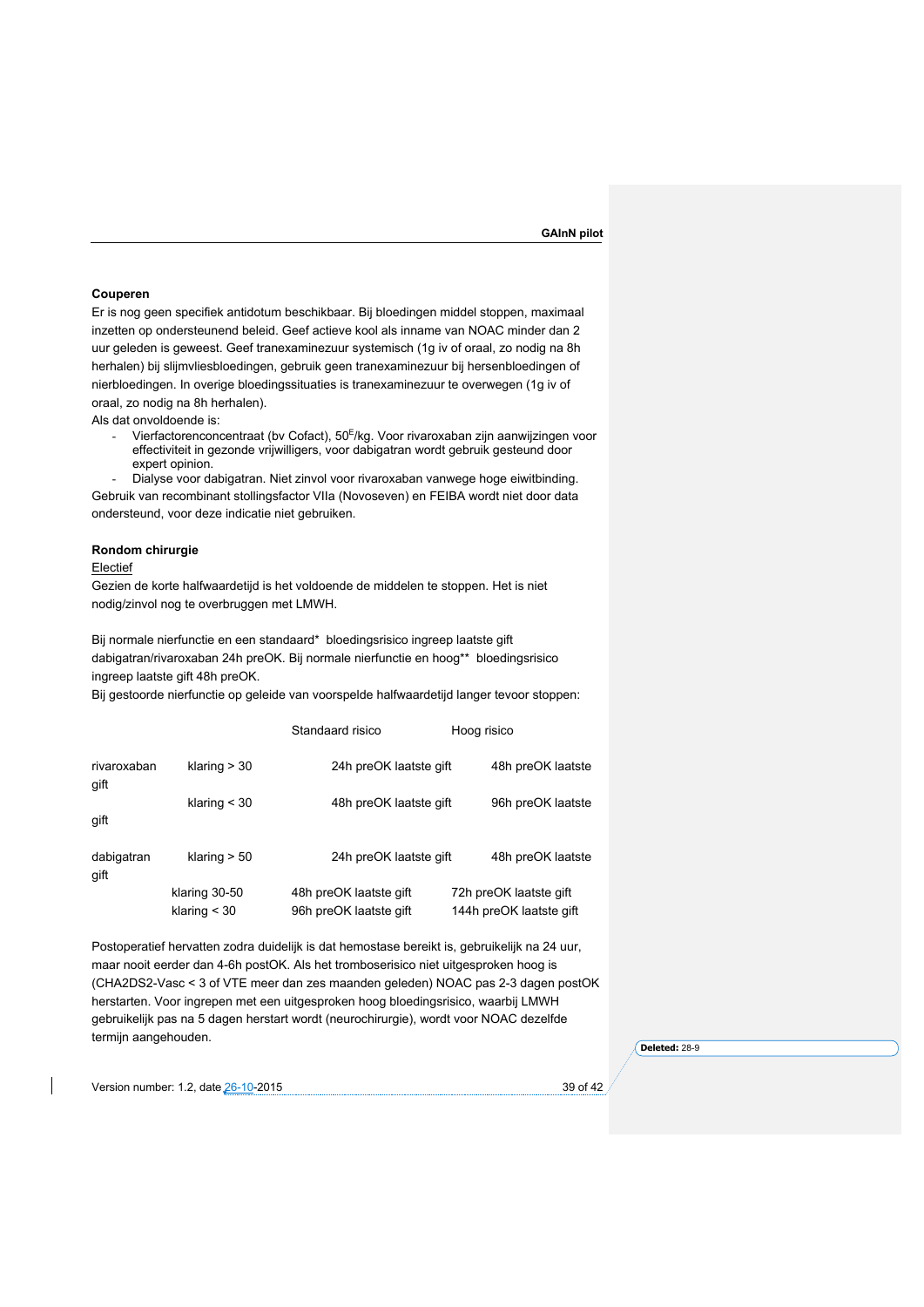**Couperen**

Er is nog geen specifiek antidotum beschikbaar. Bij bloedingen middel stoppen, maximaal inzetten op ondersteunend beleid. Geef actieve kool als inname van NOAC minder dan 2 uur geleden is geweest. Geef tranexaminezuur systemisch (1g iv of oraal, zo nodig na 8h herhalen) bij slijmvliesbloedingen, gebruik geen tranexaminezuur bij hersenbloedingen of nierbloedingen. In overige bloedingssituaties is tranexaminezuur te overwegen (1g iv of oraal, zo nodig na 8h herhalen).

Als dat onvoldoende is:

- Vierfactorenconcentraat (bv Cofact), 50$^{E}$/kg. Voor rivaroxaban zijn aanwijzingen voor effectiviteit in gezonde vrijwilligers, voor dabigatran wordt gebruik gesteund door expert opinion.
- Dialyse voor dabigatran. Niet zinvol voor rivaroxaban vanwege hoge eiwitbinding.

Gebruik van recombinant stollingsfactor VIIa (Novoseven) en FEIBA wordt niet door data ondersteund, voor deze indicatie niet gebruiken.

**Rondom chirurgie**

Electief

Gezien de korte halfwaardetijd is het voldoende de middelen te stoppen. Het is niet nodig/zinvol nog te overbruggen met LMWH.

Bij normale nierfunctie en een standaard* bloedingsrisico ingreep laatste gift dabigatran/rivaroxaban 24h preOK. Bij normale nierfunctie en hoog** bloedingsrisico ingreep laatste gift 48h preOK.

Bij gestoorde nierfunctie op geleide van voorspelde halfwaardetijd langer tevoor stoppen:

| | | Standaard risico | Hoog risico |
|---|---|---|---|
| rivaroxaban | klaring > 30 | 24h preOK laatste gift | 48h preOK laatste gift |
| | klaring < 30 | 48h preOK laatste gift | 96h preOK laatste gift |
| dabigatran | klaring > 50 | 24h preOK laatste gift | 48h preOK laatste gift |
| | klaring 30-50 | 48h preOK laatste gift | 72h preOK laatste gift |
| | klaring < 30 | 96h preOK laatste gift | 144h preOK laatste gift |

Postoperatief hervatten zodra duidelijk is dat hemostase bereikt is, gebruikelijk na 24 uur, maar nooit eerder dan 4-6h postOK. Als het tromboserisico niet uitgesproken hoog is (CHA2DS2-Vasc < 3 of VTE meer dan zes maanden geleden) NOAC pas 2-3 dagen postOK herstarten. Voor ingrepen met een uitgesproken hoog bloedingsrisico, waarbij LMWH gebruikelijk pas na 5 dagen herstart wordt (neurochirurgie), wordt voor NOAC dezelfde termijn aangehouden.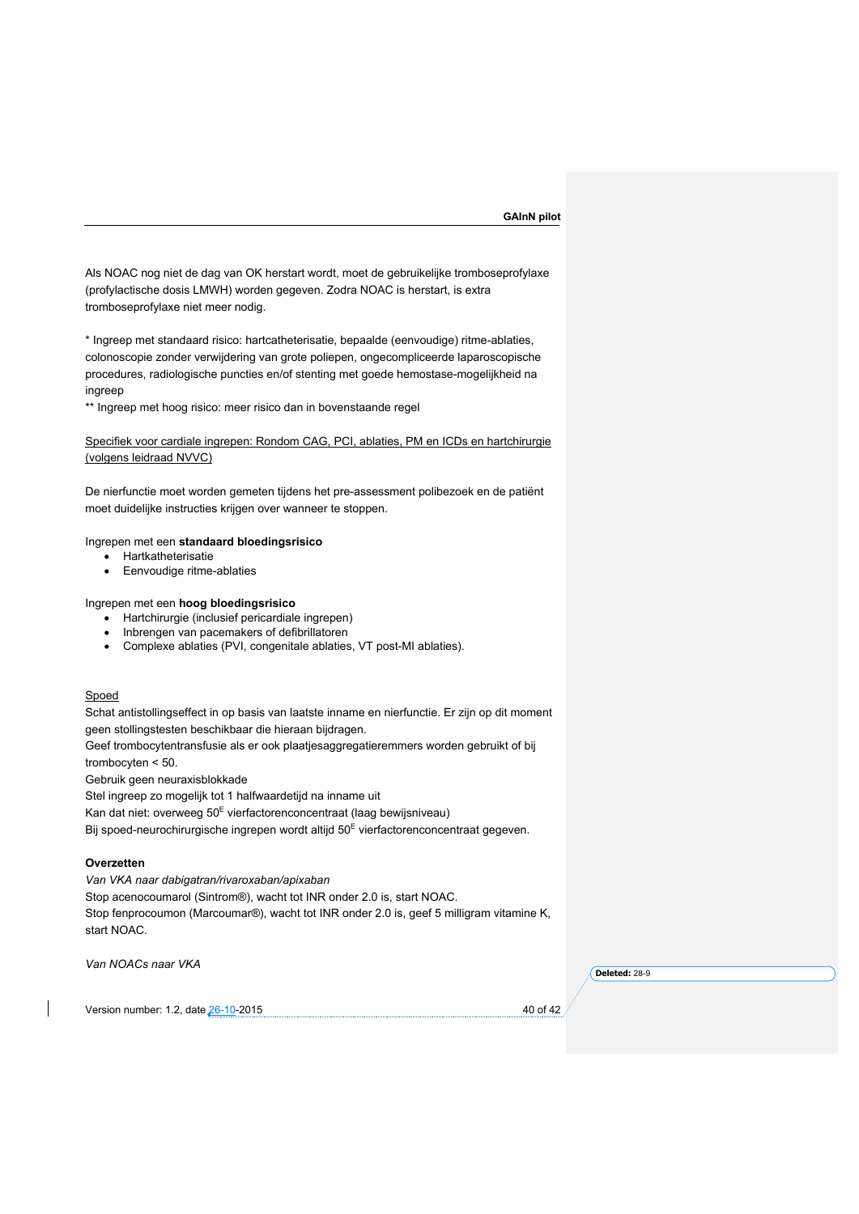Als NOAC nog niet de dag van OK herstart wordt, moet de gebruikelijke tromboseprofylaxe (profylactische dosis LMWH) worden gegeven. Zodra NOAC is herstart, is extra tromboseprofylaxe niet meer nodig.

* Ingreep met standaard risico: hartcatheterisatie, bepaalde (eenvoudige) ritme-ablaties, colonoscopie zonder verwijdering van grote poliepen, ongecompliceerde laparoscopische procedures, radiologische puncties en/of stenting met goede hemostase-mogelijkheid na ingreep

** Ingreep met hoog risico: meer risico dan in bovenstaande regel

<u>Specifiek voor cardiale ingrepen: Rondom CAG, PCI, ablaties, PM en ICDs en hartchirurgie (volgens leidraad NVVC)</u>

De nierfunctie moet worden gemeten tijdens het pre-assessment polibezoek en de patiënt moet duidelijke instructies krijgen over wanneer te stoppen.

Ingrepen met een **standaard bloedingsrisico**

- Hartkatheterisatie
- Eenvoudige ritme-ablaties

Ingrepen met een **hoog bloedingsrisico**

- Hartchirurgie (inclusief pericardiale ingrepen)
- Inbrengen van pacemakers of defibrillatoren
- Complexe ablaties (PVI, congenitale ablaties, VT post-MI ablaties).

<u>Spoed</u>

Schat antistollingseffect in op basis van laatste inname en nierfunctie. Er zijn op dit moment geen stollingstesten beschikbaar die hieraan bijdragen.
Geef trombocytentransfusie als er ook plaatjesaggregatieremmers worden gebruikt of bij trombocyten < 50.
Gebruik geen neuraxisblokkade
Stel ingreep zo mogelijk tot 1 halfwaardetijd na inname uit
Kan dat niet: overweeg $50^{E}$ vierfactorenconcentraat (laag bewijsniveau)
Bij spoed-neurochirurgische ingrepen wordt altijd $50^{E}$ vierfactorenconcentraat gegeven.

**Overzetten**

*Van VKA naar dabigatran/rivaroxaban/apixaban*
Stop acenocoumarol (Sintrom®), wacht tot INR onder 2.0 is, start NOAC.
Stop fenprocoumon (Marcoumar®), wacht tot INR onder 2.0 is, geef 5 milligram vitamine K, start NOAC.

*Van NOACs naar VKA*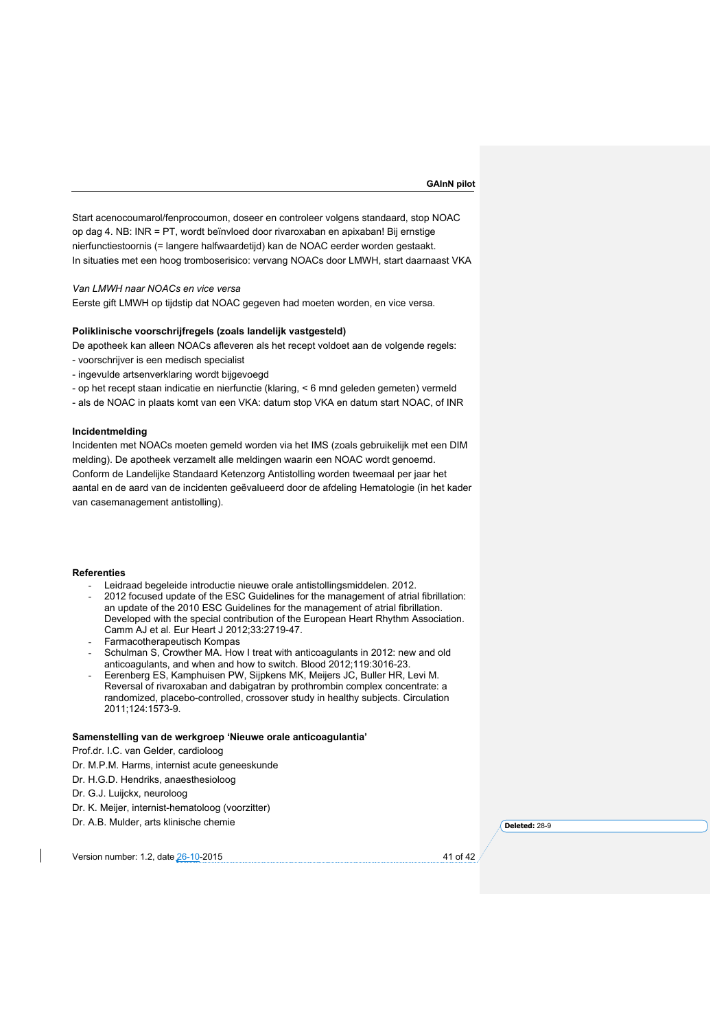Start acenocoumarol/fenprocoumon, doseer en controleer volgens standaard, stop NOAC op dag 4. NB: INR = PT, wordt beïnvloed door rivaroxaban en apixaban! Bij ernstige nierfunctiestoornis (= langere halfwaardetijd) kan de NOAC eerder worden gestaakt. In situaties met een hoog tromboserisico: vervang NOACs door LMWH, start daarnaast VKA

*Van LMWH naar NOACs en vice versa*

Eerste gift LMWH op tijdstip dat NOAC gegeven had moeten worden, en vice versa.

**Poliklinische voorschrijfregels (zoals landelijk vastgesteld)**

De apotheek kan alleen NOACs afleveren als het recept voldoet aan de volgende regels:

- voorschrijver is een medisch specialist
- ingevulde artsenverklaring wordt bijgevoegd
- op het recept staan indicatie en nierfunctie (klaring, < 6 mnd geleden gemeten) vermeld
- als de NOAC in plaats komt van een VKA: datum stop VKA en datum start NOAC, of INR

**Incidentmelding**

Incidenten met NOACs moeten gemeld worden via het IMS (zoals gebruikelijk met een DIM melding). De apotheek verzamelt alle meldingen waarin een NOAC wordt genoemd. Conform de Landelijke Standaard Ketenzorg Antistolling worden tweemaal per jaar het aantal en de aard van de incidenten geëvalueerd door de afdeling Hematologie (in het kader van casemanagement antistolling).

**Referenties**

- Leidraad begeleide introductie nieuwe orale antistollingsmiddelen. 2012.
- 2012 focused update of the ESC Guidelines for the management of atrial fibrillation: an update of the 2010 ESC Guidelines for the management of atrial fibrillation. Developed with the special contribution of the European Heart Rhythm Association. Camm AJ et al. Eur Heart J 2012;33:2719-47.
- Farmacotherapeutisch Kompas
- Schulman S, Crowther MA. How I treat with anticoagulants in 2012: new and old anticoagulants, and when and how to switch. Blood 2012;119:3016-23.
- Eerenberg ES, Kamphuisen PW, Sijpkens MK, Meijers JC, Buller HR, Levi M. Reversal of rivaroxaban and dabigatran by prothrombin complex concentrate: a randomized, placebo-controlled, crossover study in healthy subjects. Circulation 2011;124:1573-9.

**Samenstelling van de werkgroep 'Nieuwe orale anticoagulantia'**

Prof.dr. I.C. van Gelder, cardioloog
Dr. M.P.M. Harms, internist acute geneeskunde
Dr. H.G.D. Hendriks, anaesthesioloog
Dr. G.J. Luijckx, neuroloog
Dr. K. Meijer, internist-hematoloog (voorzitter)
Dr. A.B. Mulder, arts klinische chemie

Version number: 1.2, date 26-10-2015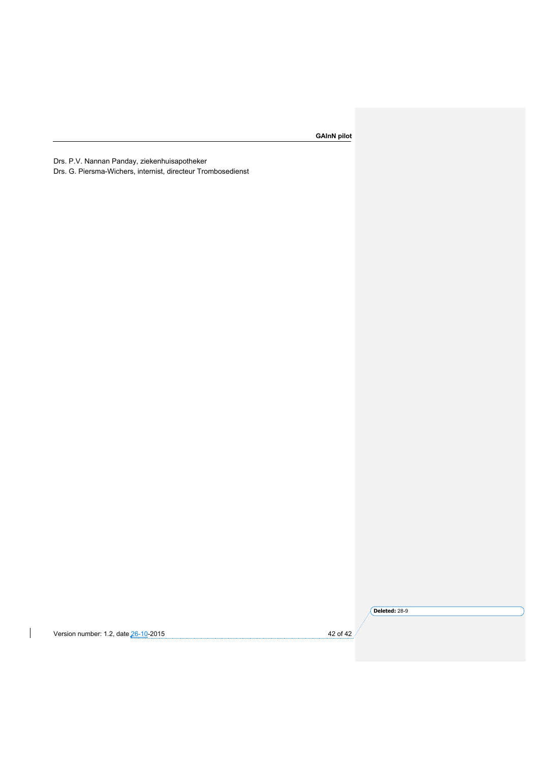Drs. P.V. Nannan Panday, ziekenhuisapotheker
Drs. G. Piersma-Wichers, internist, directeur Trombosedienst